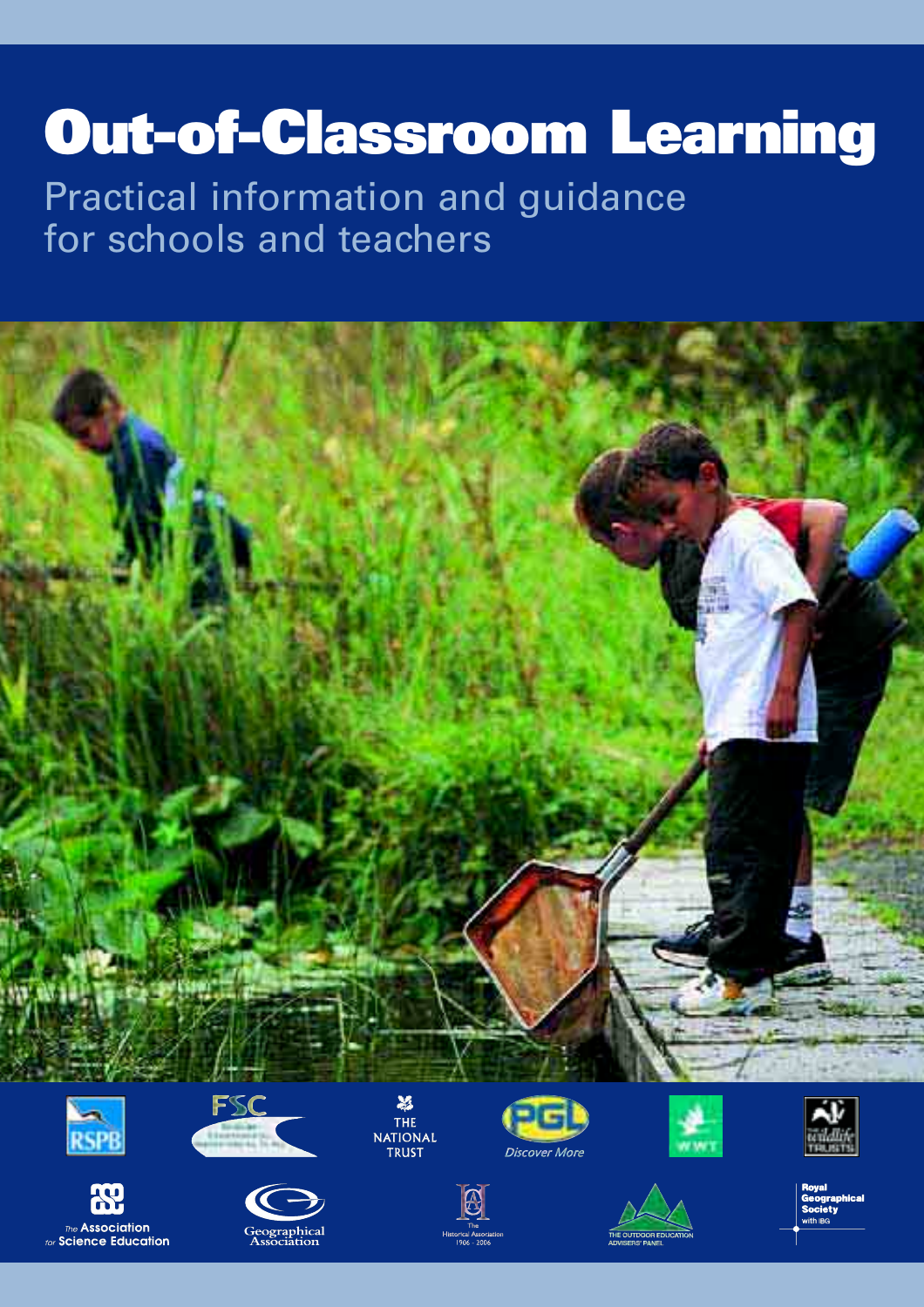# Out-of-Classroom Learning

Practical information and guidance for schools and teachers

RSPB

FSC

THE NATIONAL TRUST

PGL Discover More

WWT

The Wildlife Trusts

The Association for Science Education

Geographical Association

The Historical Association 1906 - 2006

THE OUTDOOR EDUCATION ADVISERS' PANEL

Royal Geographical Society with IBG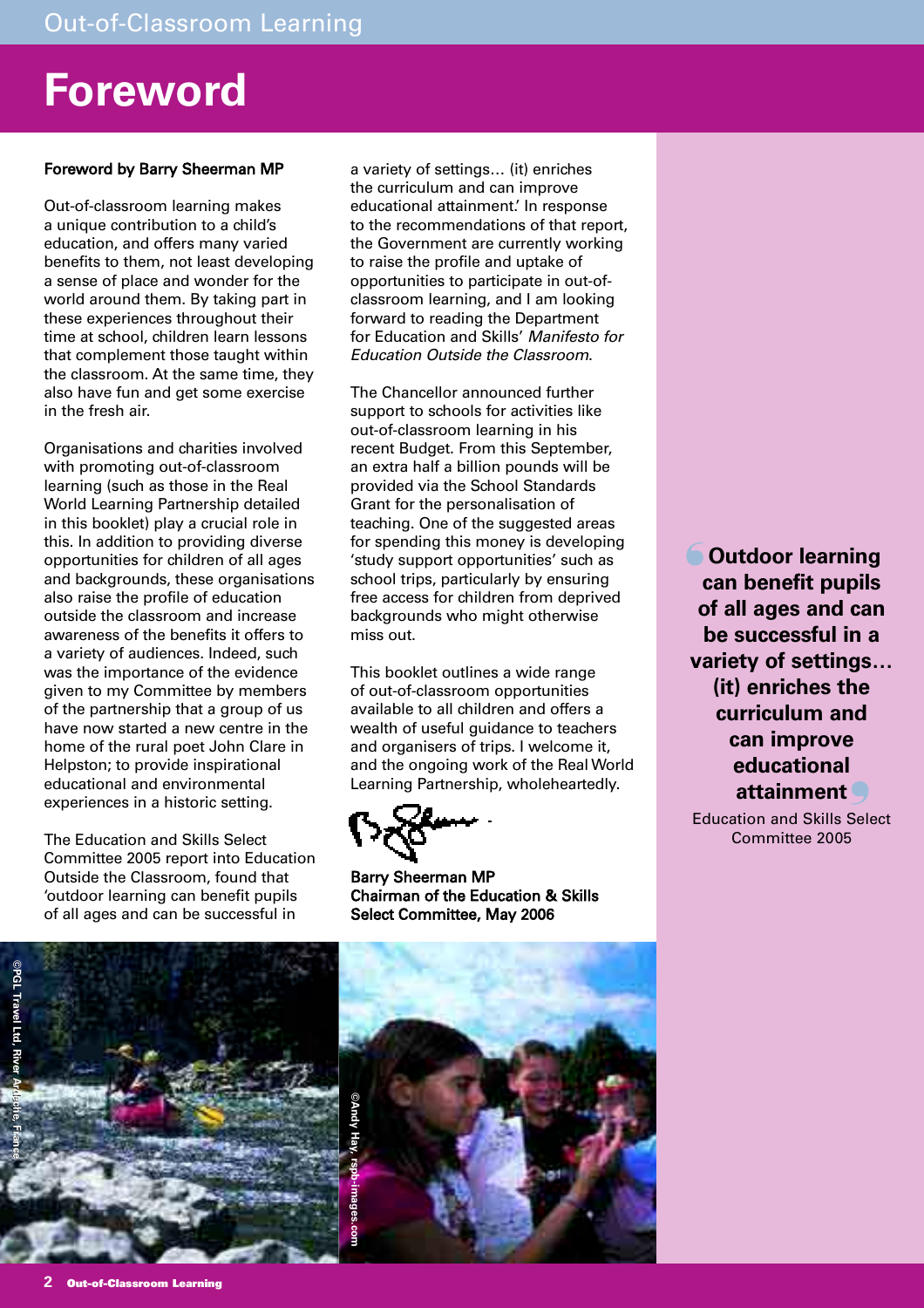# Foreword

**Foreword by Barry Sheerman MP**

Out-of-classroom learning makes a unique contribution to a child's education, and offers many varied benefits to them, not least developing a sense of place and wonder for the world around them. By taking part in these experiences throughout their time at school, children learn lessons that complement those taught within the classroom. At the same time, they also have fun and get some exercise in the fresh air.

Organisations and charities involved with promoting out-of-classroom learning (such as those in the Real World Learning Partnership detailed in this booklet) play a crucial role in this. In addition to providing diverse opportunities for children of all ages and backgrounds, these organisations also raise the profile of education outside the classroom and increase awareness of the benefits it offers to a variety of audiences. Indeed, such was the importance of the evidence given to my Committee by members of the partnership that a group of us have now started a new centre in the home of the rural poet John Clare in Helpston; to provide inspirational educational and environmental experiences in a historic setting.

The Education and Skills Select Committee 2005 report into Education Outside the Classroom, found that 'outdoor learning can benefit pupils of all ages and can be successful in a variety of settings… (it) enriches the curriculum and can improve educational attainment.' In response to the recommendations of that report, the Government are currently working to raise the profile and uptake of opportunities to participate in out-of-classroom learning, and I am looking forward to reading the Department for Education and Skills' *Manifesto for Education Outside the Classroom*.

The Chancellor announced further support to schools for activities like out-of-classroom learning in his recent Budget. From this September, an extra half a billion pounds will be provided via the School Standards Grant for the personalisation of teaching. One of the suggested areas for spending this money is developing 'study support opportunities' such as school trips, particularly by ensuring free access for children from deprived backgrounds who might otherwise miss out.

This booklet outlines a wide range of out-of-classroom opportunities available to all children and offers a wealth of useful guidance to teachers and organisers of trips. I welcome it, and the ongoing work of the Real World Learning Partnership, wholeheartedly.

**Barry Sheerman MP**
**Chairman of the Education & Skills Select Committee, May 2006**

> **'Outdoor learning can benefit pupils of all ages and can be successful in a variety of settings… (it) enriches the curriculum and can improve educational attainment'**
>
> Education and Skills Select Committee 2005

©PGL Travel Ltd, River Ardèche, France

©Andy Hay, rspb-images.com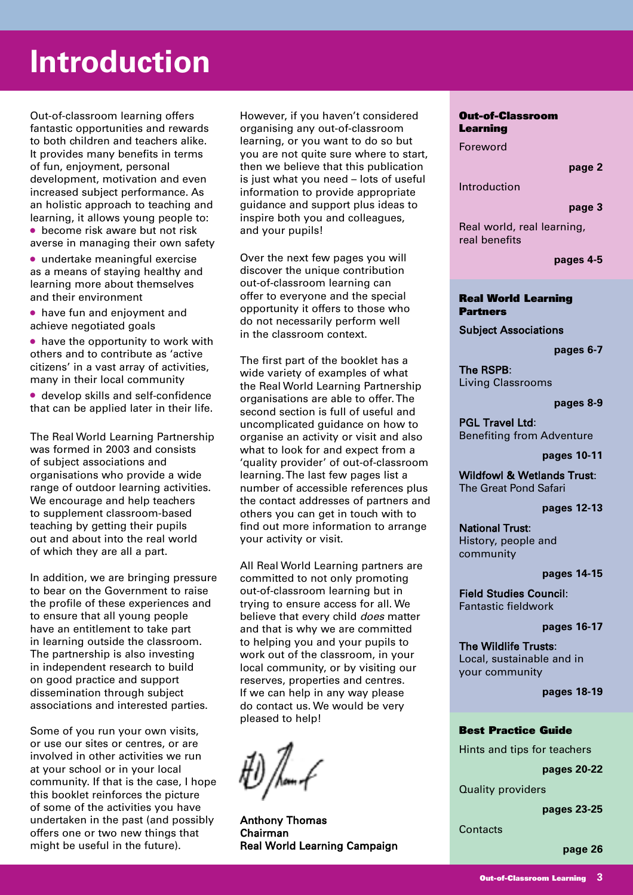# Introduction

Out-of-classroom learning offers fantastic opportunities and rewards to both children and teachers alike. It provides many benefits in terms of fun, enjoyment, personal development, motivation and even increased subject performance. As an holistic approach to teaching and learning, it allows young people to:

- become risk aware but not risk averse in managing their own safety
- undertake meaningful exercise as a means of staying healthy and learning more about themselves and their environment
- have fun and enjoyment and achieve negotiated goals
- have the opportunity to work with others and to contribute as 'active citizens' in a vast array of activities, many in their local community
- develop skills and self-confidence that can be applied later in their life.

The Real World Learning Partnership was formed in 2003 and consists of subject associations and organisations who provide a wide range of outdoor learning activities. We encourage and help teachers to supplement classroom-based teaching by getting their pupils out and about into the real world of which they are all a part.

In addition, we are bringing pressure to bear on the Government to raise the profile of these experiences and to ensure that all young people have an entitlement to take part in learning outside the classroom. The partnership is also investing in independent research to build on good practice and support dissemination through subject associations and interested parties.

Some of you run your own visits, or use our sites or centres, or are involved in other activities we run at your school or in your local community. If that is the case, I hope this booklet reinforces the picture of some of the activities you have undertaken in the past (and possibly offers one or two new things that might be useful in the future).

However, if you haven't considered organising any out-of-classroom learning, or you want to do so but you are not quite sure where to start, then we believe that this publication is just what you need – lots of useful information to provide appropriate guidance and support plus ideas to inspire both you and colleagues, and your pupils!

Over the next few pages you will discover the unique contribution out-of-classroom learning can offer to everyone and the special opportunity it offers to those who do not necessarily perform well in the classroom context.

The first part of the booklet has a wide variety of examples of what the Real World Learning Partnership organisations are able to offer. The second section is full of useful and uncomplicated guidance on how to organise an activity or visit and also what to look for and expect from a 'quality provider' of out-of-classroom learning. The last few pages list a number of accessible references plus the contact addresses of partners and others you can get in touch with to find out more information to arrange your activity or visit.

All Real World Learning partners are committed to not only promoting out-of-classroom learning but in trying to ensure access for all. We believe that every child *does* matter and that is why we are committed to helping you and your pupils to work out of the classroom, in your local community, or by visiting our reserves, properties and centres. If we can help in any way please do contact us. We would be very pleased to help!

**Anthony Thomas**
**Chairman**
**Real World Learning Campaign**

---

**Out-of-Classroom Learning**

Foreword — **page 2**

Introduction — **page 3**

Real world, real learning, real benefits — **pages 4-5**

**Real World Learning Partners**

**Subject Associations** — **pages 6-7**

**The RSPB**: Living Classrooms — **pages 8-9**

**PGL Travel Ltd**: Benefiting from Adventure — **pages 10-11**

**Wildfowl & Wetlands Trust**: The Great Pond Safari — **pages 12-13**

**National Trust**: History, people and community — **pages 14-15**

**Field Studies Council**: Fantastic fieldwork — **pages 16-17**

**The Wildlife Trusts**: Local, sustainable and in your community — **pages 18-19**

**Best Practice Guide**

Hints and tips for teachers — **pages 20-22**

Quality providers — **pages 23-25**

Contacts — **page 26**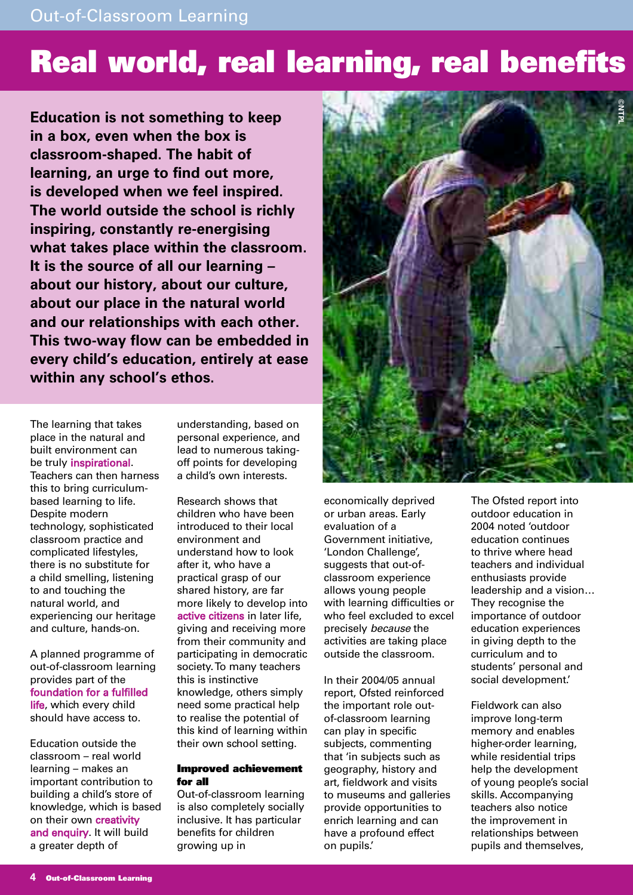# Real world, real learning, real benefits

**Education is not something to keep in a box, even when the box is classroom-shaped. The habit of learning, an urge to find out more, is developed when we feel inspired. The world outside the school is richly inspiring, constantly re-energising what takes place within the classroom. It is the source of all our learning – about our history, about our culture, about our place in the natural world and our relationships with each other. This two-way flow can be embedded in every child's education, entirely at ease within any school's ethos.**

The learning that takes place in the natural and built environment can be truly **inspirational**. Teachers can then harness this to bring curriculum-based learning to life. Despite modern technology, sophisticated classroom practice and complicated lifestyles, there is no substitute for a child smelling, listening to and touching the natural world, and experiencing our heritage and culture, hands-on.

A planned programme of out-of-classroom learning provides part of the **foundation for a fulfilled life**, which every child should have access to.

Education outside the classroom – real world learning – makes an important contribution to building a child's store of knowledge, which is based on their own **creativity and enquiry**. It will build a greater depth of understanding, based on personal experience, and lead to numerous taking-off points for developing a child's own interests.

Research shows that children who have been introduced to their local environment and understand how to look after it, who have a practical grasp of our shared history, are far more likely to develop into **active citizens** in later life, giving and receiving more from their community and participating in democratic society. To many teachers this is instinctive knowledge, others simply need some practical help to realise the potential of this kind of learning within their own school setting.

### Improved achievement for all

Out-of-classroom learning is also completely socially inclusive. It has particular benefits for children growing up in economically deprived or urban areas. Early evaluation of a Government initiative, 'London Challenge', suggests that out-of-classroom experience allows young people with learning difficulties or who feel excluded to excel precisely *because* the activities are taking place outside the classroom.

In their 2004/05 annual report, Ofsted reinforced the important role out-of-classroom learning can play in specific subjects, commenting that 'in subjects such as geography, history and art, fieldwork and visits to museums and galleries provide opportunities to enrich learning and can have a profound effect on pupils.'

The Ofsted report into outdoor education in 2004 noted 'outdoor education continues to thrive where head teachers and individual enthusiasts provide leadership and a vision… They recognise the importance of outdoor education experiences in giving depth to the curriculum and to students' personal and social development.'

Fieldwork can also improve long-term memory and enables higher-order learning, while residential trips help the development of young people's social skills. Accompanying teachers also notice the improvement in relationships between pupils and themselves,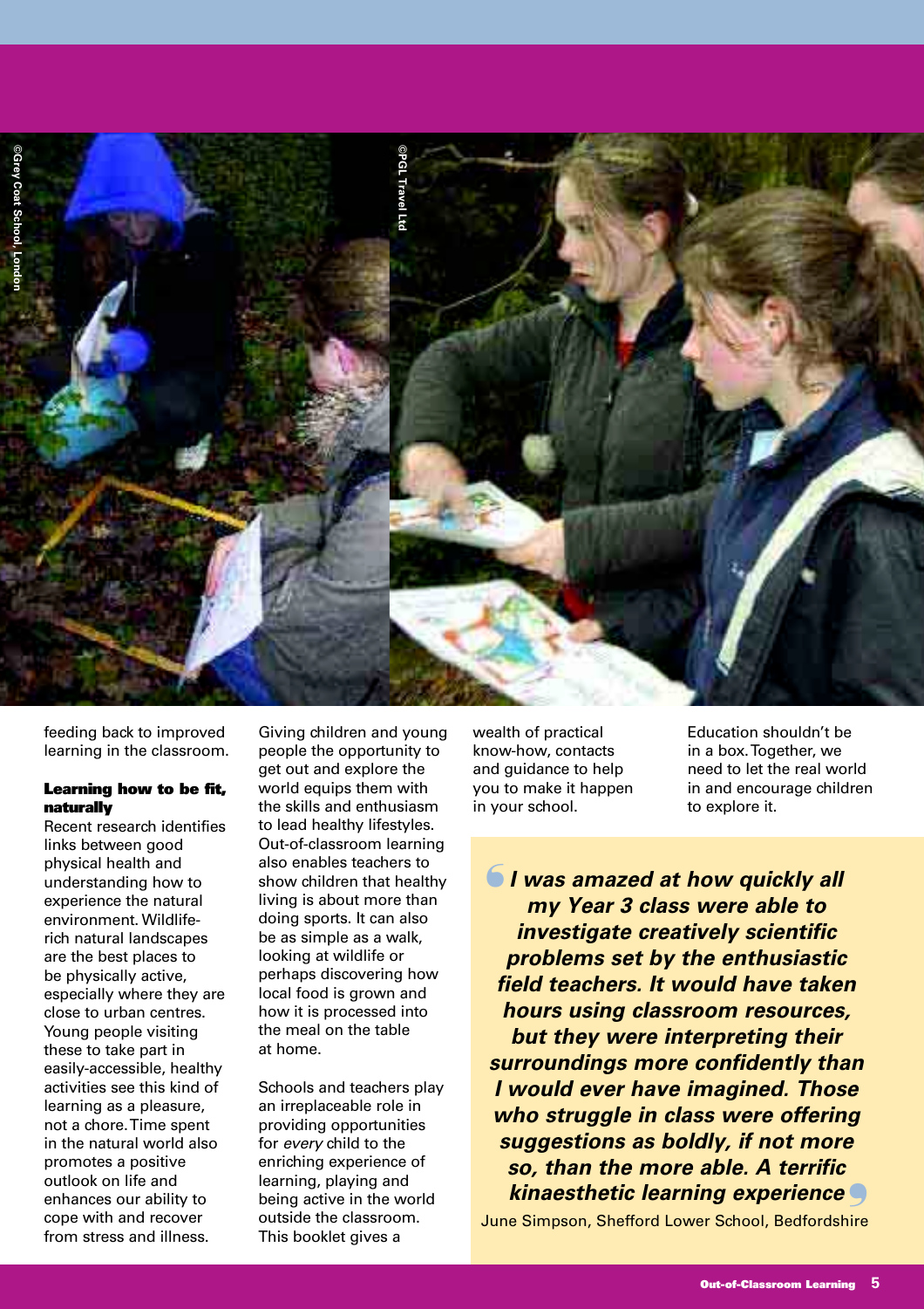feeding back to improved learning in the classroom.

#### Learning how to be fit, naturally

Recent research identifies links between good physical health and understanding how to experience the natural environment. Wildlife-rich natural landscapes are the best places to be physically active, especially where they are close to urban centres. Young people visiting these to take part in easily-accessible, healthy activities see this kind of learning as a pleasure, not a chore. Time spent in the natural world also promotes a positive outlook on life and enhances our ability to cope with and recover from stress and illness.

Giving children and young people the opportunity to get out and explore the world equips them with the skills and enthusiasm to lead healthy lifestyles. Out-of-classroom learning also enables teachers to show children that healthy living is about more than doing sports. It can also be as simple as a walk, looking at wildlife or perhaps discovering how local food is grown and how it is processed into the meal on the table at home.

Schools and teachers play an irreplaceable role in providing opportunities for *every* child to the enriching experience of learning, playing and being active in the world outside the classroom. This booklet gives a wealth of practical know-how, contacts and guidance to help you to make it happen in your school.

Education shouldn't be in a box. Together, we need to let the real world in and encourage children to explore it.

> ***I was amazed at how quickly all my Year 3 class were able to investigate creatively scientific problems set by the enthusiastic field teachers. It would have taken hours using classroom resources, but they were interpreting their surroundings more confidently than I would ever have imagined. Those who struggle in class were offering suggestions as boldly, if not more so, than the more able. A terrific kinaesthetic learning experience***
>
> June Simpson, Shefford Lower School, Bedfordshire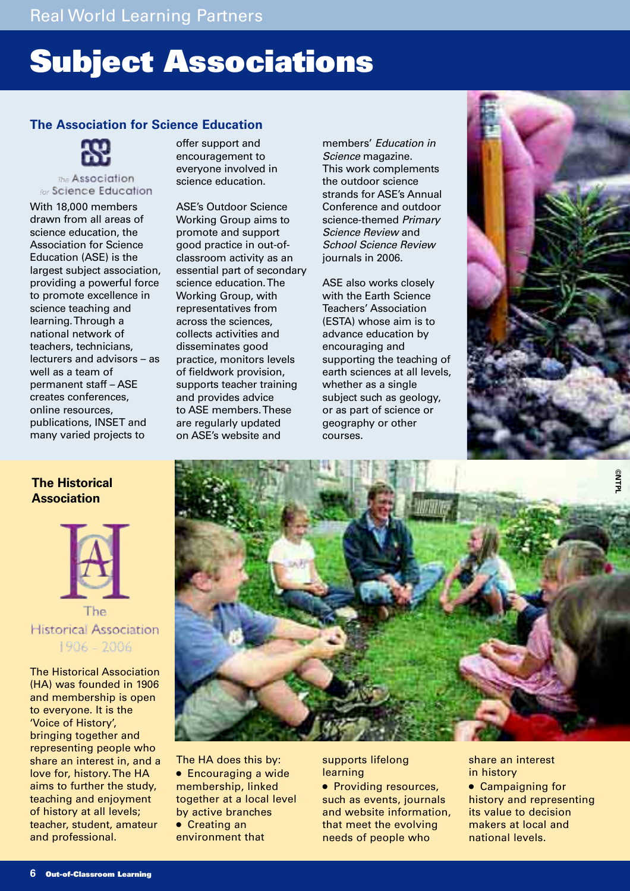# Subject Associations

## The Association for Science Education

The Association for Science Education

With 18,000 members drawn from all areas of science education, the Association for Science Education (ASE) is the largest subject association, providing a powerful force to promote excellence in science teaching and learning. Through a national network of teachers, technicians, lecturers and advisors – as well as a team of permanent staff – ASE creates conferences, online resources, publications, INSET and many varied projects to offer support and encouragement to everyone involved in science education.

ASE's Outdoor Science Working Group aims to promote and support good practice in out-of-classroom activity as an essential part of secondary science education. The Working Group, with representatives from across the sciences, collects activities and disseminates good practice, monitors levels of fieldwork provision, supports teacher training and provides advice to ASE members. These are regularly updated on ASE's website and members' *Education in Science* magazine. This work complements the outdoor science strands for ASE's Annual Conference and outdoor science-themed *Primary Science Review* and *School Science Review* journals in 2006.

ASE also works closely with the Earth Science Teachers' Association (ESTA) whose aim is to advance education by encouraging and supporting the teaching of earth sciences at all levels, whether as a single subject such as geology, or as part of science or geography or other courses.

©NTPL

## The Historical Association

The Historical Association 1906 - 2006

The Historical Association (HA) was founded in 1906 and membership is open to everyone. It is the 'Voice of History', bringing together and representing people who share an interest in, and a love for, history. The HA aims to further the study, teaching and enjoyment of history at all levels; teacher, student, amateur and professional.

The HA does this by:

- Encouraging a wide membership, linked together at a local level by active branches
- Creating an environment that supports lifelong learning
- Providing resources, such as events, journals and website information, that meet the evolving needs of people who share an interest in history
- Campaigning for history and representing its value to decision makers at local and national levels.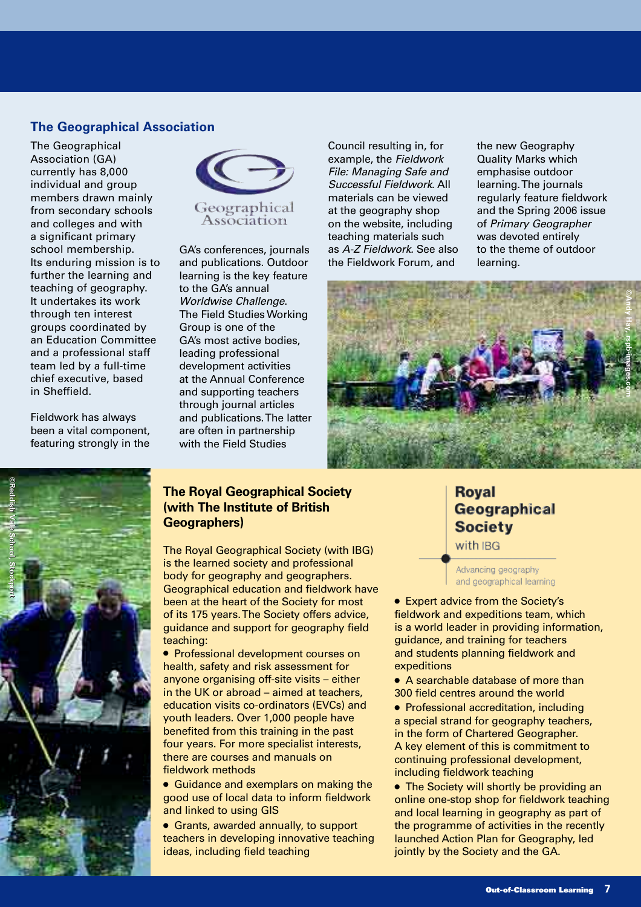### The Geographical Association

The Geographical Association (GA) currently has 8,000 individual and group members drawn mainly from secondary schools and colleges and with a significant primary school membership. Its enduring mission is to further the learning and teaching of geography. It undertakes its work through ten interest groups coordinated by an Education Committee and a professional staff team led by a full-time chief executive, based in Sheffield.

Fieldwork has always been a vital component, featuring strongly in the GA's conferences, journals and publications. Outdoor learning is the key feature to the GA's annual *Worldwise Challenge*. The Field Studies Working Group is one of the GA's most active bodies, leading professional development activities at the Annual Conference and supporting teachers through journal articles and publications. The latter are often in partnership with the Field Studies Council resulting in, for example, the *Fieldwork File: Managing Safe and Successful Fieldwork.* All materials can be viewed at the geography shop on the website, including teaching materials such as *A-Z Fieldwork.* See also the Fieldwork Forum, and the new Geography Quality Marks which emphasise outdoor learning. The journals regularly feature fieldwork and the Spring 2006 issue of *Primary Geographer* was devoted entirely to the theme of outdoor learning.

©Andy Hay, rspb-images.com

©Reddish Vale School, Stockport

### The Royal Geographical Society (with The Institute of British Geographers)

The Royal Geographical Society (with IBG) is the learned society and professional body for geography and geographers. Geographical education and fieldwork have been at the heart of the Society for most of its 175 years. The Society offers advice, guidance and support for geography field teaching:

- Professional development courses on health, safety and risk assessment for anyone organising off-site visits – either in the UK or abroad – aimed at teachers, education visits co-ordinators (EVCs) and youth leaders. Over 1,000 people have benefited from this training in the past four years. For more specialist interests, there are courses and manuals on fieldwork methods
- Guidance and exemplars on making the good use of local data to inform fieldwork and linked to using GIS
- Grants, awarded annually, to support teachers in developing innovative teaching ideas, including field teaching
- Expert advice from the Society's fieldwork and expeditions team, which is a world leader in providing information, guidance, and training for teachers and students planning fieldwork and expeditions
- A searchable database of more than 300 field centres around the world
- Professional accreditation, including a special strand for geography teachers, in the form of Chartered Geographer. A key element of this is commitment to continuing professional development, including fieldwork teaching
- The Society will shortly be providing an online one-stop shop for fieldwork teaching and local learning in geography as part of the programme of activities in the recently launched Action Plan for Geography, led jointly by the Society and the GA.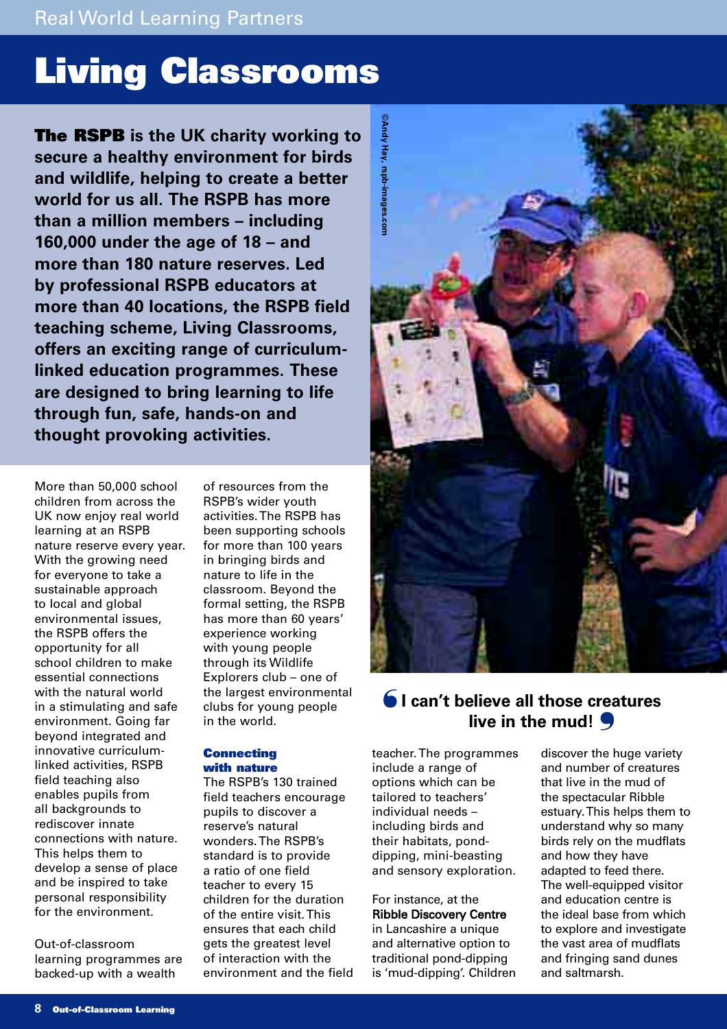# Living Classrooms

**The RSPB is the UK charity working to secure a healthy environment for birds and wildlife, helping to create a better world for us all. The RSPB has more than a million members – including 160,000 under the age of 18 – and more than 180 nature reserves. Led by professional RSPB educators at more than 40 locations, the RSPB field teaching scheme, Living Classrooms, offers an exciting range of curriculum-linked education programmes. These are designed to bring learning to life through fun, safe, hands-on and thought provoking activities.**

©Andy Hay, rspb-images.com

More than 50,000 school children from across the UK now enjoy real world learning at an RSPB nature reserve every year. With the growing need for everyone to take a sustainable approach to local and global environmental issues, the RSPB offers the opportunity for all school children to make essential connections with the natural world in a stimulating and safe environment. Going far beyond integrated and innovative curriculum-linked activities, RSPB field teaching also enables pupils from all backgrounds to rediscover innate connections with nature. This helps them to develop a sense of place and be inspired to take personal responsibility for the environment.

Out-of-classroom learning programmes are backed-up with a wealth of resources from the RSPB's wider youth activities. The RSPB has been supporting schools for more than 100 years in bringing birds and nature to life in the classroom. Beyond the formal setting, the RSPB has more than 60 years' experience working with young people through its Wildlife Explorers club – one of the largest environmental clubs for young people in the world.

## Connecting with nature

The RSPB's 130 trained field teachers encourage pupils to discover a reserve's natural wonders. The RSPB's standard is to provide a ratio of one field teacher to every 15 children for the duration of the entire visit. This ensures that each child gets the greatest level of interaction with the environment and the field teacher. The programmes include a range of options which can be tailored to teachers' individual needs – including birds and their habitats, pond-dipping, mini-beasting and sensory exploration.

> **"I can't believe all those creatures live in the mud!"**

For instance, at the **Ribble Discovery Centre** in Lancashire a unique and alternative option to traditional pond-dipping is 'mud-dipping'. Children discover the huge variety and number of creatures that live in the mud of the spectacular Ribble estuary. This helps them to understand why so many birds rely on the mudflats and how they have adapted to feed there. The well-equipped visitor and education centre is the ideal base from which to explore and investigate the vast area of mudflats and fringing sand dunes and saltmarsh.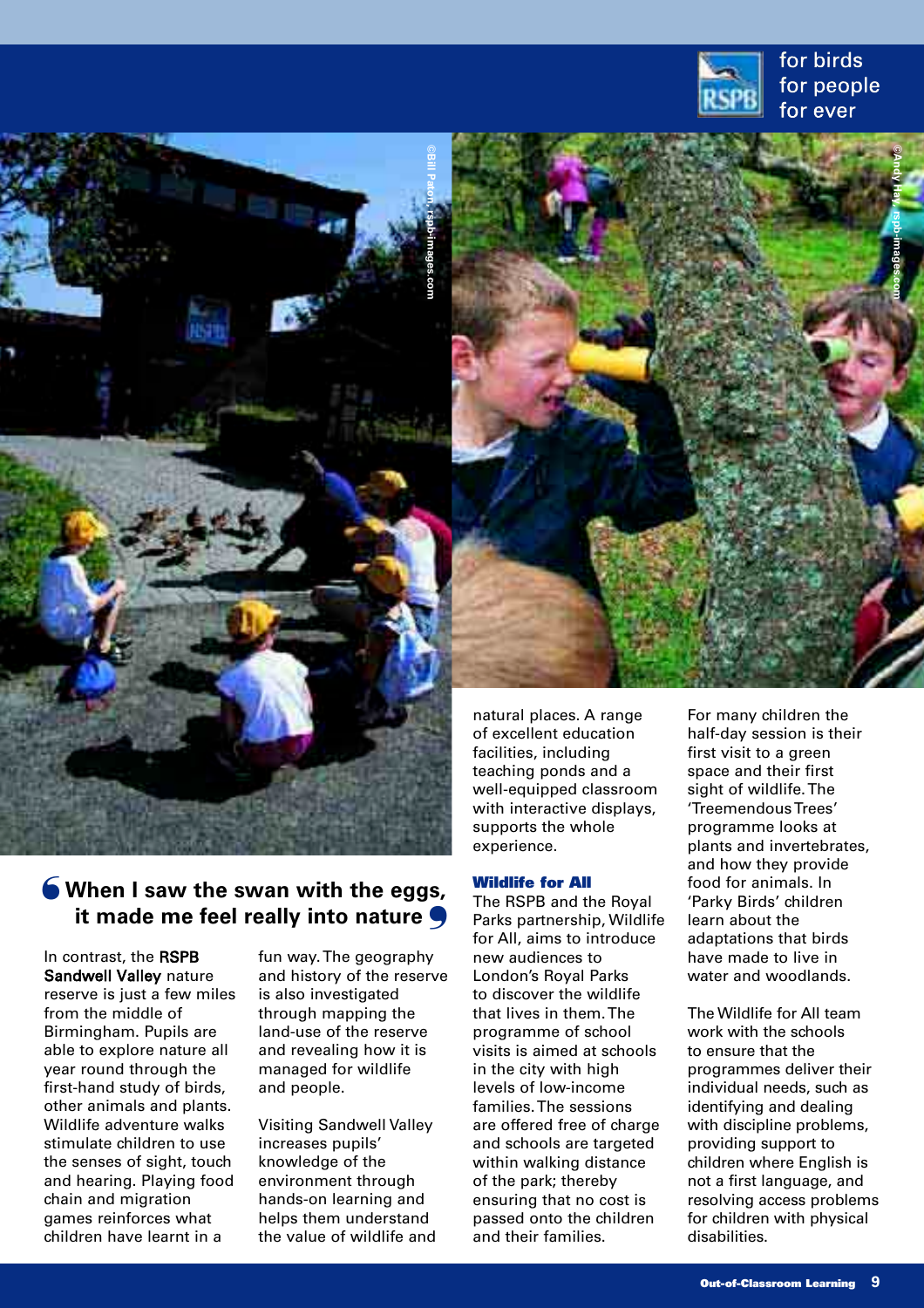for birds
for people
for ever

> When I saw the swan with the eggs, it made me feel really into nature

In contrast, the **RSPB Sandwell Valley** nature reserve is just a few miles from the middle of Birmingham. Pupils are able to explore nature all year round through the first-hand study of birds, other animals and plants. Wildlife adventure walks stimulate children to use the senses of sight, touch and hearing. Playing food chain and migration games reinforces what children have learnt in a fun way. The geography and history of the reserve is also investigated through mapping the land-use of the reserve and revealing how it is managed for wildlife and people.

Visiting Sandwell Valley increases pupils' knowledge of the environment through hands-on learning and helps them understand the value of wildlife and natural places. A range of excellent education facilities, including teaching ponds and a well-equipped classroom with interactive displays, supports the whole experience.

### Wildlife for All

The RSPB and the Royal Parks partnership, Wildlife for All, aims to introduce new audiences to London's Royal Parks to discover the wildlife that lives in them. The programme of school visits is aimed at schools in the city with high levels of low-income families. The sessions are offered free of charge and schools are targeted within walking distance of the park; thereby ensuring that no cost is passed onto the children and their families.

For many children the half-day session is their first visit to a green space and their first sight of wildlife. The 'Treemendous Trees' programme looks at plants and invertebrates, and how they provide food for animals. In 'Parky Birds' children learn about the adaptations that birds have made to live in water and woodlands.

The Wildlife for All team work with the schools to ensure that the programmes deliver their individual needs, such as identifying and dealing with discipline problems, providing support to children where English is not a first language, and resolving access problems for children with physical disabilities.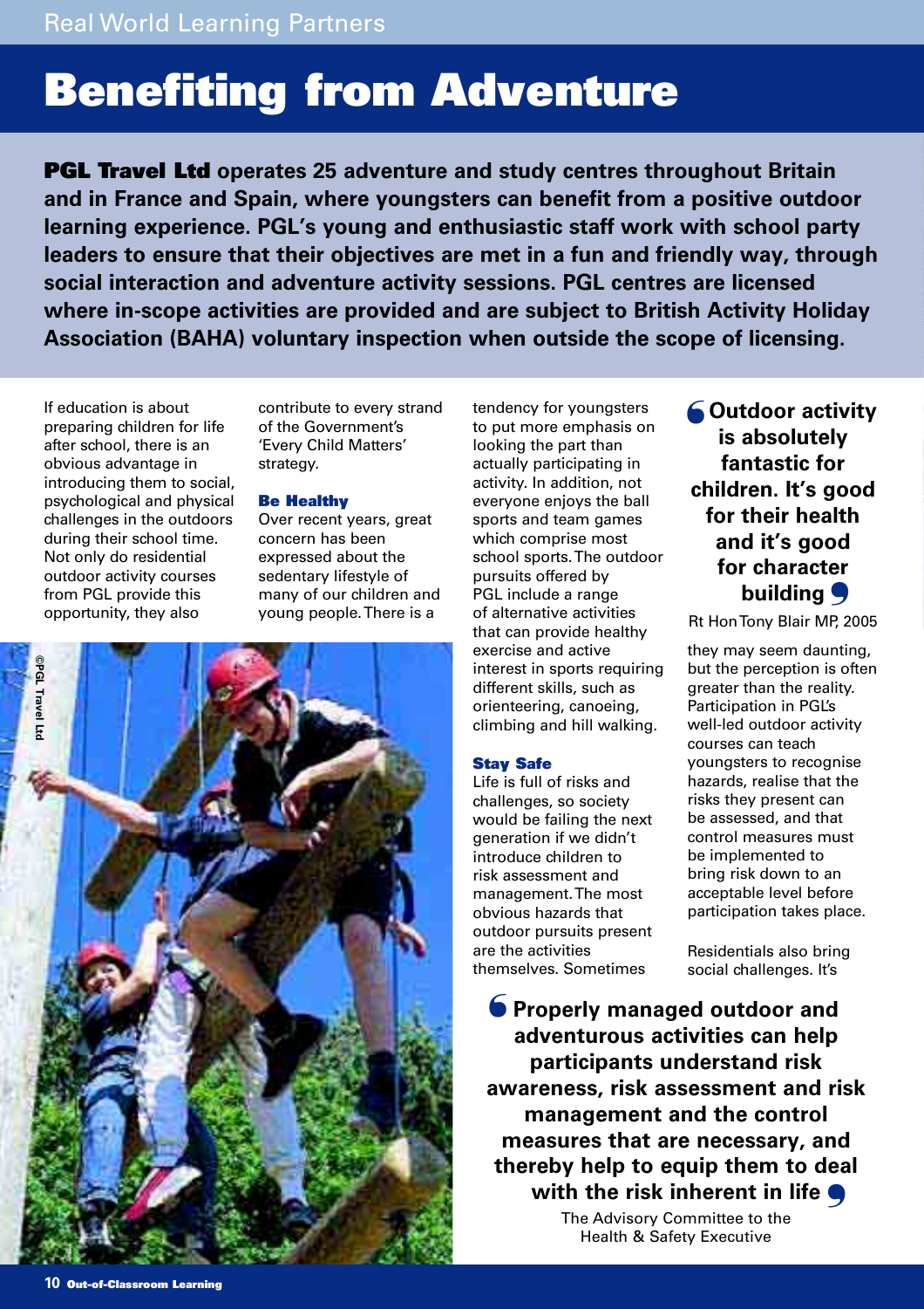# Benefiting from Adventure

**PGL Travel Ltd operates 25 adventure and study centres throughout Britain and in France and Spain, where youngsters can benefit from a positive outdoor learning experience. PGL's young and enthusiastic staff work with school party leaders to ensure that their objectives are met in a fun and friendly way, through social interaction and adventure activity sessions. PGL centres are licensed where in-scope activities are provided and are subject to British Activity Holiday Association (BAHA) voluntary inspection when outside the scope of licensing.**

If education is about preparing children for life after school, there is an obvious advantage in introducing them to social, psychological and physical challenges in the outdoors during their school time. Not only do residential outdoor activity courses from PGL provide this opportunity, they also contribute to every strand of the Government's 'Every Child Matters' strategy.

### Be Healthy

Over recent years, great concern has been expressed about the sedentary lifestyle of many of our children and young people. There is a tendency for youngsters to put more emphasis on looking the part than actually participating in activity. In addition, not everyone enjoys the ball sports and team games which comprise most school sports. The outdoor pursuits offered by PGL include a range of alternative activities that can provide healthy exercise and active interest in sports requiring different skills, such as orienteering, canoeing, climbing and hill walking.

©PGL Travel Ltd

> **"Outdoor activity is absolutely fantastic for children. It's good for their health and it's good for character building"**
>
> Rt Hon Tony Blair MP, 2005

### Stay Safe

Life is full of risks and challenges, so society would be failing the next generation if we didn't introduce children to risk assessment and management. The most obvious hazards that outdoor pursuits present are the activities themselves. Sometimes they may seem daunting, but the perception is often greater than the reality. Participation in PGL's well-led outdoor activity courses can teach youngsters to recognise hazards, realise that the risks they present can be assessed, and that control measures must be implemented to bring risk down to an acceptable level before participation takes place.

Residentials also bring social challenges. It's

> **"Properly managed outdoor and adventurous activities can help participants understand risk awareness, risk assessment and risk management and the control measures that are necessary, and thereby help to equip them to deal with the risk inherent in life"**
>
> The Advisory Committee to the Health & Safety Executive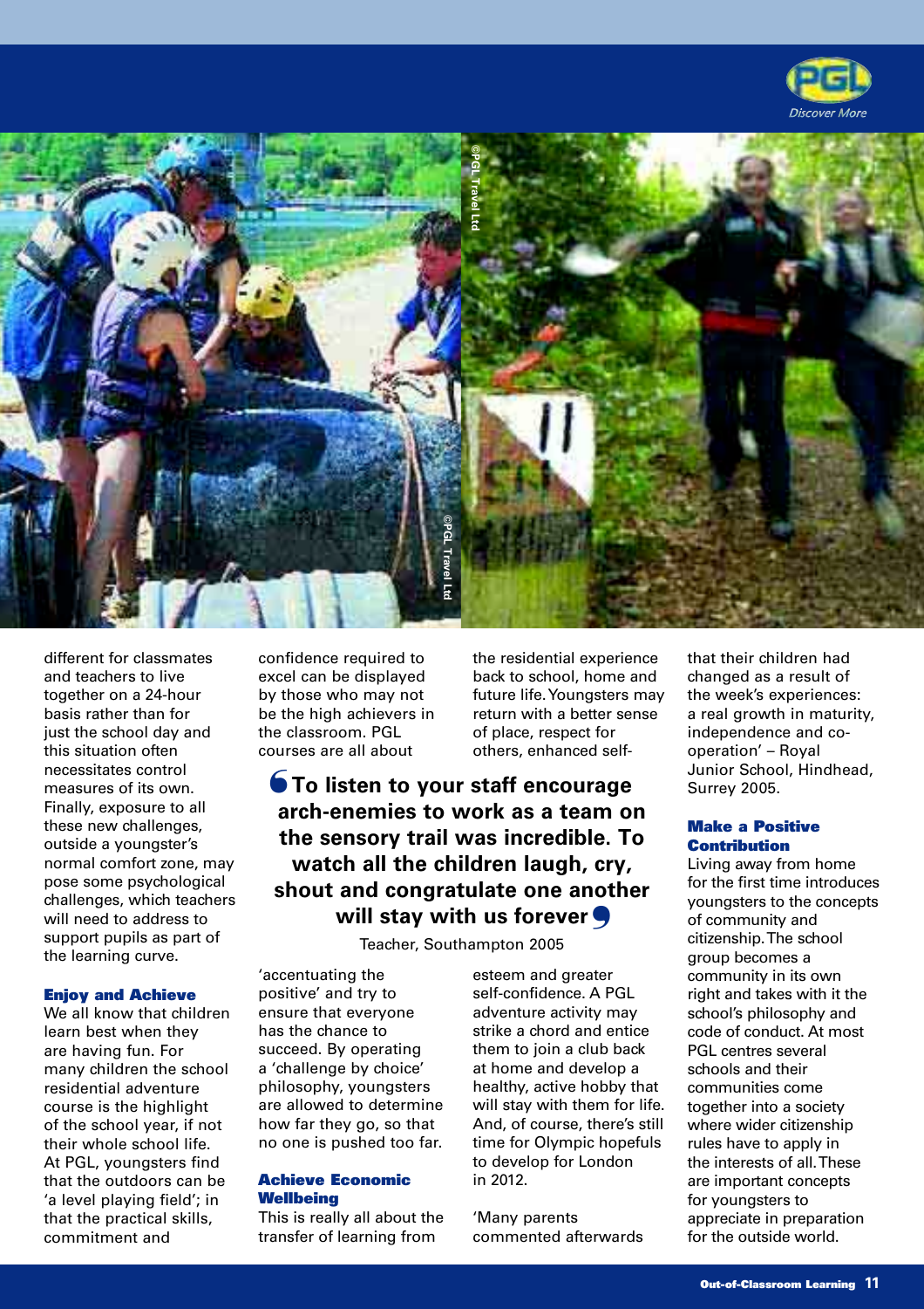different for classmates and teachers to live together on a 24-hour basis rather than for just the school day and this situation often necessitates control measures of its own. Finally, exposure to all these new challenges, outside a youngster's normal comfort zone, may pose some psychological challenges, which teachers will need to address to support pupils as part of the learning curve.

### Enjoy and Achieve

We all know that children learn best when they are having fun. For many children the school residential adventure course is the highlight of the school year, if not their whole school life. At PGL, youngsters find that the outdoors can be 'a level playing field'; in that the practical skills, commitment and confidence required to excel can be displayed by those who may not be the high achievers in the classroom. PGL courses are all about 'accentuating the positive' and try to ensure that everyone has the chance to succeed. By operating a 'challenge by choice' philosophy, youngsters are allowed to determine how far they go, so that no one is pushed too far.

> **'To listen to your staff encourage arch-enemies to work as a team on the sensory trail was incredible. To watch all the children laugh, cry, shout and congratulate one another will stay with us forever'**
>
> Teacher, Southampton 2005

### Achieve Economic Wellbeing

This is really all about the transfer of learning from the residential experience back to school, home and future life. Youngsters may return with a better sense of place, respect for others, enhanced self-esteem and greater self-confidence. A PGL adventure activity may strike a chord and entice them to join a club back at home and develop a healthy, active hobby that will stay with them for life. And, of course, there's still time for Olympic hopefuls to develop for London in 2012.

'Many parents commented afterwards that their children had changed as a result of the week's experiences: a real growth in maturity, independence and co-operation' – Royal Junior School, Hindhead, Surrey 2005.

### Make a Positive Contribution

Living away from home for the first time introduces youngsters to the concepts of community and citizenship. The school group becomes a community in its own right and takes with it the school's philosophy and code of conduct. At most PGL centres several schools and their communities come together into a society where wider citizenship rules have to apply in the interests of all. These are important concepts for youngsters to appreciate in preparation for the outside world.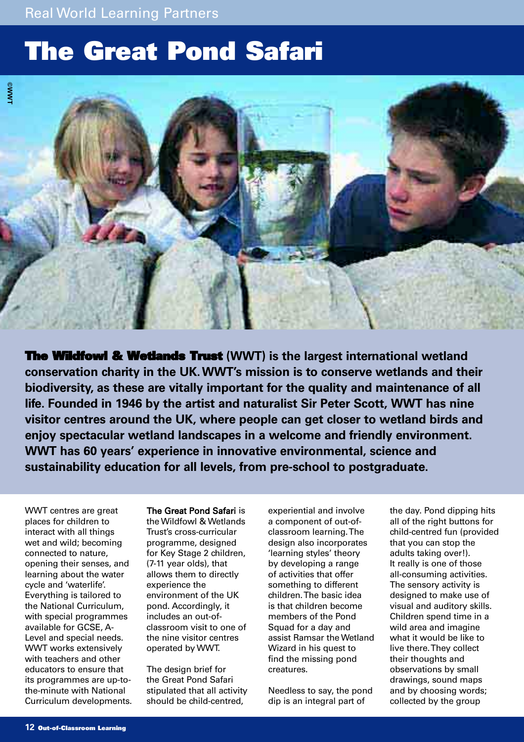Real World Learning Partners

# The Great Pond Safari

**The Wildfowl & Wetlands Trust (WWT) is the largest international wetland conservation charity in the UK. WWT's mission is to conserve wetlands and their biodiversity, as these are vitally important for the quality and maintenance of all life. Founded in 1946 by the artist and naturalist Sir Peter Scott, WWT has nine visitor centres around the UK, where people can get closer to wetland birds and enjoy spectacular wetland landscapes in a welcome and friendly environment. WWT has 60 years' experience in innovative environmental, science and sustainability education for all levels, from pre-school to postgraduate.**

WWT centres are great places for children to interact with all things wet and wild; becoming connected to nature, opening their senses, and learning about the water cycle and 'waterlife'. Everything is tailored to the National Curriculum, with special programmes available for GCSE, A-Level and special needs. WWT works extensively with teachers and other educators to ensure that its programmes are up-to-the-minute with National Curriculum developments.

**The Great Pond Safari** is the Wildfowl & Wetlands Trust's cross-curricular programme, designed for Key Stage 2 children, (7-11 year olds), that allows them to directly experience the environment of the UK pond. Accordingly, it includes an out-of-classroom visit to one of the nine visitor centres operated by WWT.

The design brief for the Great Pond Safari stipulated that all activity should be child-centred, experiential and involve a component of out-of-classroom learning. The design also incorporates 'learning styles' theory by developing a range of activities that offer something to different children. The basic idea is that children become members of the Pond Squad for a day and assist Ramsar the Wetland Wizard in his quest to find the missing pond creatures.

Needless to say, the pond dip is an integral part of the day. Pond dipping hits all of the right buttons for child-centred fun (provided that you can stop the adults taking over!). It really is one of those all-consuming activities. The sensory activity is designed to make use of visual and auditory skills. Children spend time in a wild area and imagine what it would be like to live there. They collect their thoughts and observations by small drawings, sound maps and by choosing words; collected by the group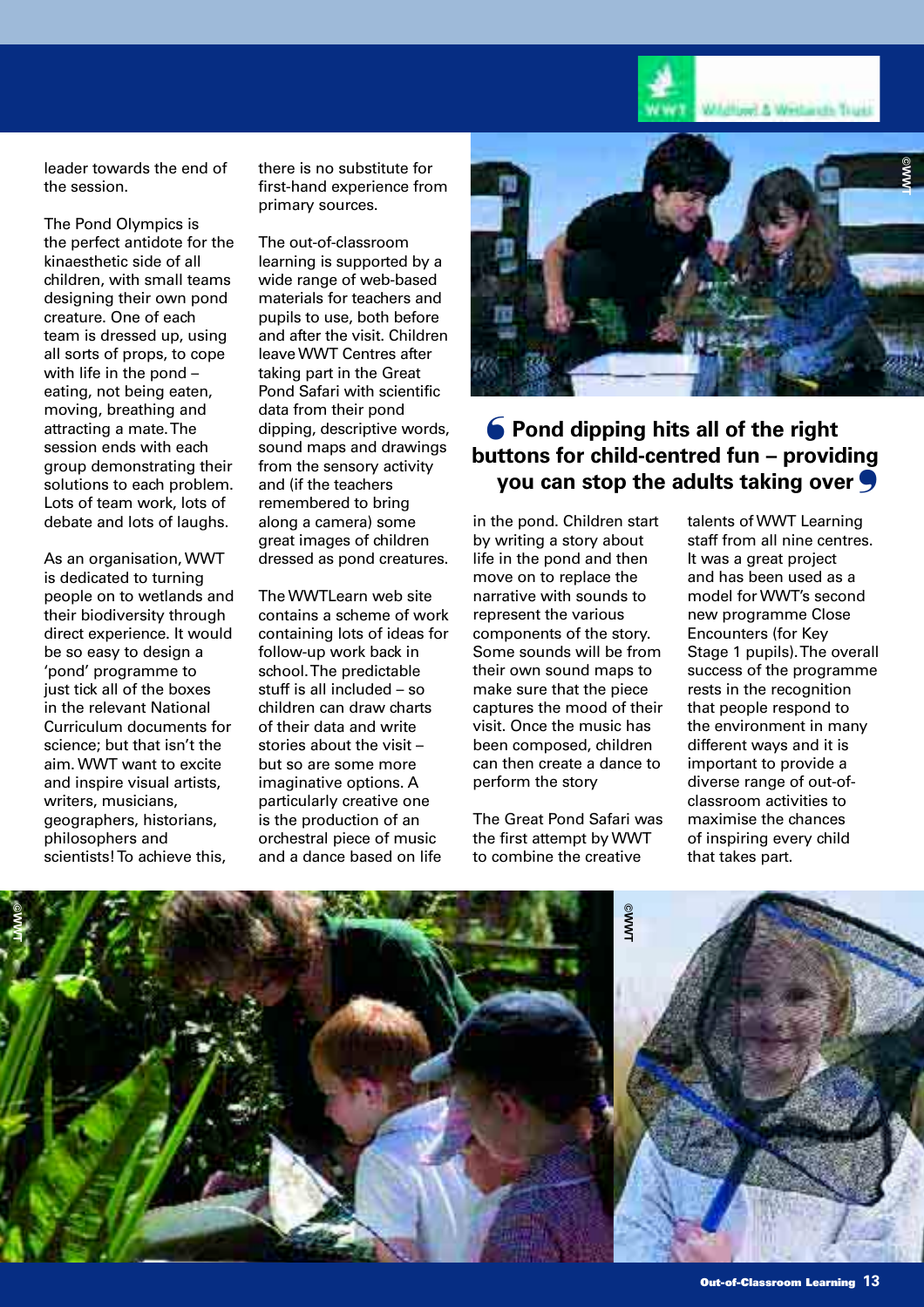leader towards the end of the session.

The Pond Olympics is the perfect antidote for the kinaesthetic side of all children, with small teams designing their own pond creature. One of each team is dressed up, using all sorts of props, to cope with life in the pond – eating, not being eaten, moving, breathing and attracting a mate. The session ends with each group demonstrating their solutions to each problem. Lots of team work, lots of debate and lots of laughs.

As an organisation, WWT is dedicated to turning people on to wetlands and their biodiversity through direct experience. It would be so easy to design a 'pond' programme to just tick all of the boxes in the relevant National Curriculum documents for science; but that isn't the aim. WWT want to excite and inspire visual artists, writers, musicians, geographers, historians, philosophers and scientists! To achieve this, there is no substitute for first-hand experience from primary sources.

The out-of-classroom learning is supported by a wide range of web-based materials for teachers and pupils to use, both before and after the visit. Children leave WWT Centres after taking part in the Great Pond Safari with scientific data from their pond dipping, descriptive words, sound maps and drawings from the sensory activity and (if the teachers remembered to bring along a camera) some great images of children dressed as pond creatures.

The WWTLearn web site contains a scheme of work containing lots of ideas for follow-up work back in school. The predictable stuff is all included – so children can draw charts of their data and write stories about the visit – but so are some more imaginative options. A particularly creative one is the production of an orchestral piece of music and a dance based on life in the pond. Children start by writing a story about life in the pond and then move on to replace the narrative with sounds to represent the various components of the story. Some sounds will be from their own sound maps to make sure that the piece captures the mood of their visit. Once the music has been composed, children can then create a dance to perform the story

**“Pond dipping hits all of the right buttons for child-centred fun – providing you can stop the adults taking over”**

The Great Pond Safari was the first attempt by WWT to combine the creative talents of WWT Learning staff from all nine centres. It was a great project and has been used as a model for WWT's second new programme Close Encounters (for Key Stage 1 pupils). The overall success of the programme rests in the recognition that people respond to the environment in many different ways and it is important to provide a diverse range of out-of-classroom activities to maximise the chances of inspiring every child that takes part.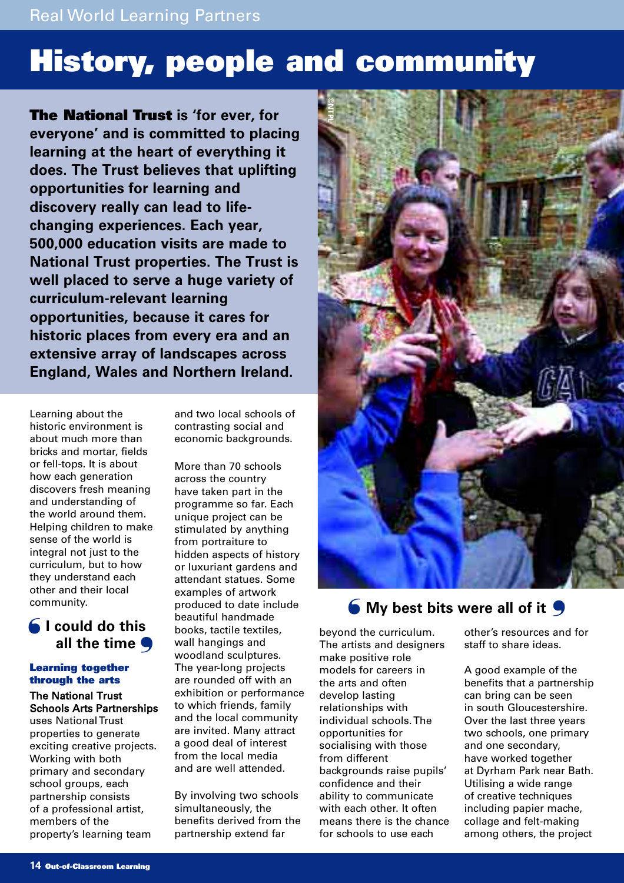# History, people and community

**The National Trust is 'for ever, for everyone' and is committed to placing learning at the heart of everything it does. The Trust believes that uplifting opportunities for learning and discovery really can lead to life-changing experiences. Each year, 500,000 education visits are made to National Trust properties. The Trust is well placed to serve a huge variety of curriculum-relevant learning opportunities, because it cares for historic places from every era and an extensive array of landscapes across England, Wales and Northern Ireland.**

Learning about the historic environment is about much more than bricks and mortar, fields or fell-tops. It is about how each generation discovers fresh meaning and understanding of the world around them. Helping children to make sense of the world is integral not just to the curriculum, but to how they understand each other and their local community.

> I could do this all the time

### Learning together through the arts

**The National Trust Schools Arts Partnerships** uses National Trust properties to generate exciting creative projects. Working with both primary and secondary school groups, each partnership consists of a professional artist, members of the property's learning team and two local schools of contrasting social and economic backgrounds.

More than 70 schools across the country have taken part in the programme so far. Each unique project can be stimulated by anything from portraiture to hidden aspects of history or luxuriant gardens and attendant statues. Some examples of artwork produced to date include beautiful handmade books, tactile textiles, wall hangings and woodland sculptures. The year-long projects are rounded off with an exhibition or performance to which friends, family and the local community are invited. Many attract a good deal of interest from the local media and are well attended.

By involving two schools simultaneously, the benefits derived from the partnership extend far beyond the curriculum. The artists and designers make positive role models for careers in the arts and often develop lasting relationships with individual schools. The opportunities for socialising with those from different backgrounds raise pupils' confidence and their ability to communicate with each other. It often means there is the chance for schools to use each other's resources and for staff to share ideas.

> My best bits were all of it

A good example of the benefits that a partnership can bring can be seen in south Gloucestershire. Over the last three years two schools, one primary and one secondary, have worked together at Dyrham Park near Bath. Utilising a wide range of creative techniques including papier mache, collage and felt-making among others, the project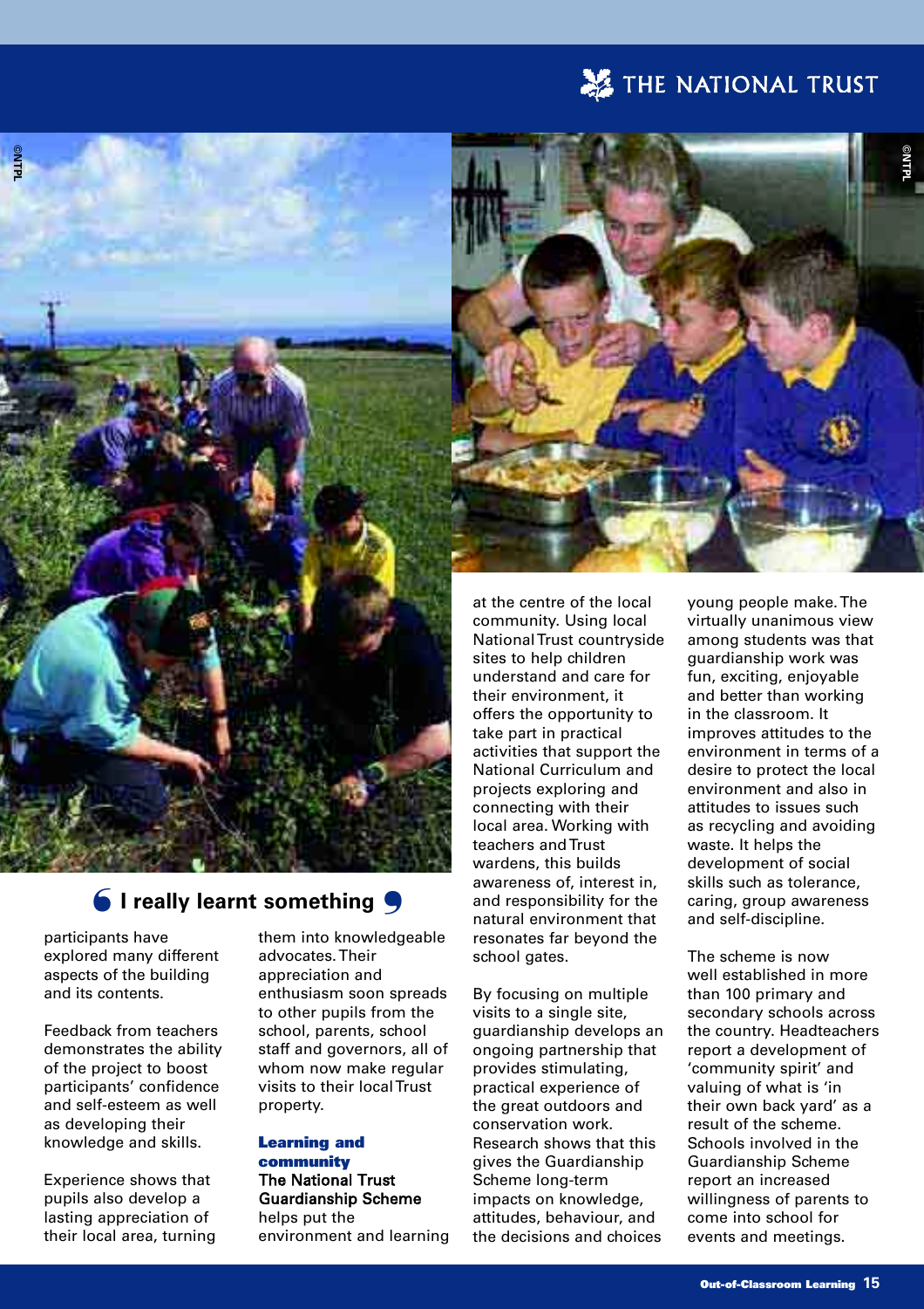**THE NATIONAL TRUST**

> ❛ I really learnt something ❜

participants have explored many different aspects of the building and its contents.

Feedback from teachers demonstrates the ability of the project to boost participants' confidence and self-esteem as well as developing their knowledge and skills.

Experience shows that pupils also develop a lasting appreciation of their local area, turning them into knowledgeable advocates. Their appreciation and enthusiasm soon spreads to other pupils from the school, parents, school staff and governors, all of whom now make regular visits to their local Trust property.

### Learning and community

**The National Trust Guardianship Scheme** helps put the environment and learning at the centre of the local community. Using local National Trust countryside sites to help children understand and care for their environment, it offers the opportunity to take part in practical activities that support the National Curriculum and projects exploring and connecting with their local area. Working with teachers and Trust wardens, this builds awareness of, interest in, and responsibility for the natural environment that resonates far beyond the school gates.

By focusing on multiple visits to a single site, guardianship develops an ongoing partnership that provides stimulating, practical experience of the great outdoors and conservation work. Research shows that this gives the Guardianship Scheme long-term impacts on knowledge, attitudes, behaviour, and the decisions and choices young people make. The virtually unanimous view among students was that guardianship work was fun, exciting, enjoyable and better than working in the classroom. It improves attitudes to the environment in terms of a desire to protect the local environment and also in attitudes to issues such as recycling and avoiding waste. It helps the development of social skills such as tolerance, caring, group awareness and self-discipline.

The scheme is now well established in more than 100 primary and secondary schools across the country. Headteachers report a development of 'community spirit' and valuing of what is 'in their own back yard' as a result of the scheme. Schools involved in the Guardianship Scheme report an increased willingness of parents to come into school for events and meetings.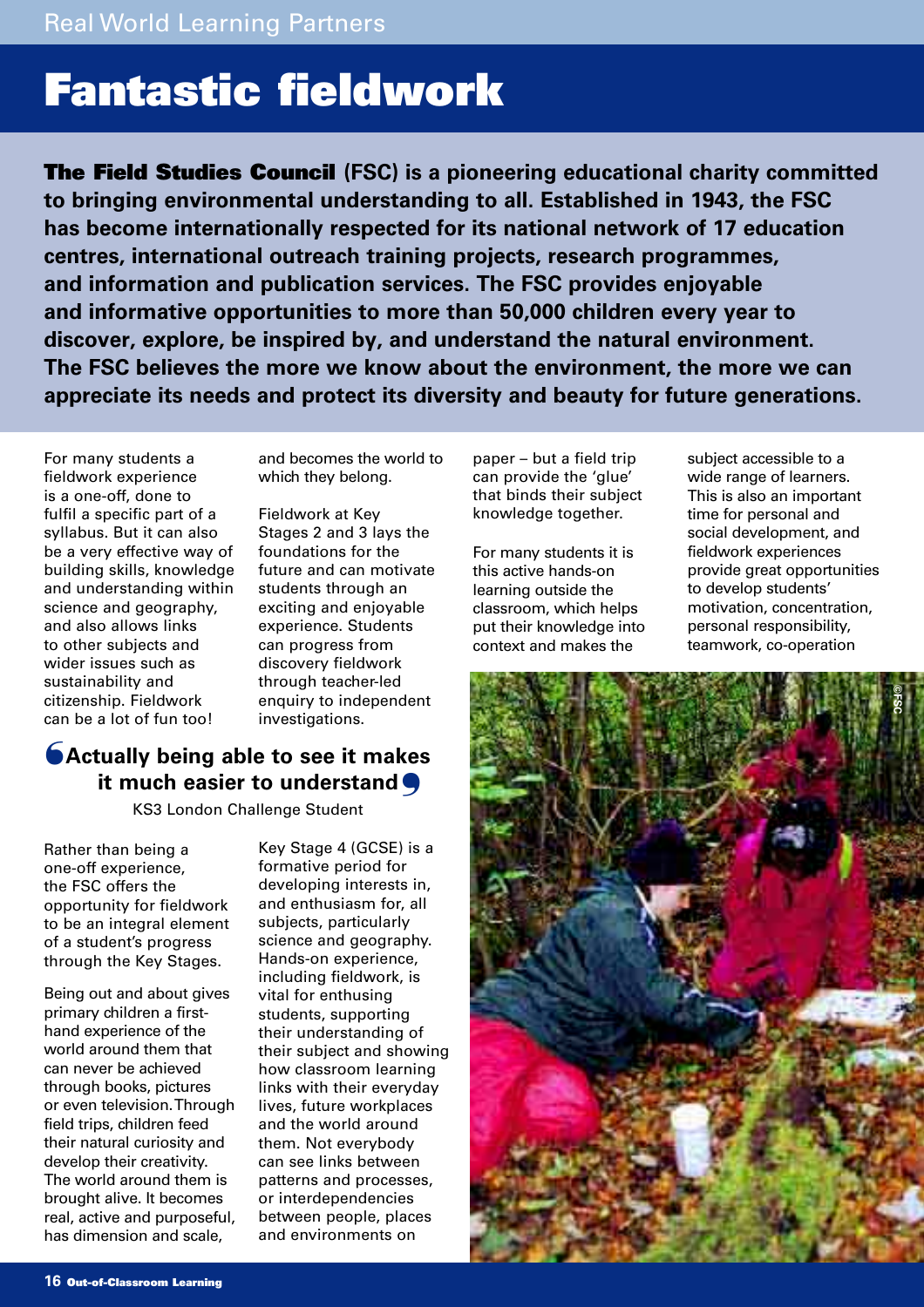# Fantastic fieldwork

**The Field Studies Council (FSC) is a pioneering educational charity committed to bringing environmental understanding to all. Established in 1943, the FSC has become internationally respected for its national network of 17 education centres, international outreach training projects, research programmes, and information and publication services. The FSC provides enjoyable and informative opportunities to more than 50,000 children every year to discover, explore, be inspired by, and understand the natural environment. The FSC believes the more we know about the environment, the more we can appreciate its needs and protect its diversity and beauty for future generations.**

For many students a fieldwork experience is a one-off, done to fulfil a specific part of a syllabus. But it can also be a very effective way of building skills, knowledge and understanding within science and geography, and also allows links to other subjects and wider issues such as sustainability and citizenship. Fieldwork can be a lot of fun too!

Rather than being a one-off experience, the FSC offers the opportunity for fieldwork to be an integral element of a student's progress through the Key Stages.

Being out and about gives primary children a first-hand experience of the world around them that can never be achieved through books, pictures or even television. Through field trips, children feed their natural curiosity and develop their creativity. The world around them is brought alive. It becomes real, active and purposeful, has dimension and scale, and becomes the world to which they belong.

Fieldwork at Key Stages 2 and 3 lays the foundations for the future and can motivate students through an exciting and enjoyable experience. Students can progress from discovery fieldwork through teacher-led enquiry to independent investigations.

> **"Actually being able to see it makes it much easier to understand"**
>
> KS3 London Challenge Student

Key Stage 4 (GCSE) is a formative period for developing interests in, and enthusiasm for, all subjects, particularly science and geography. Hands-on experience, including fieldwork, is vital for enthusing students, supporting their understanding of their subject and showing how classroom learning links with their everyday lives, future workplaces and the world around them. Not everybody can see links between patterns and processes, or interdependencies between people, places and environments on paper – but a field trip can provide the 'glue' that binds their subject knowledge together.

For many students it is this active hands-on learning outside the classroom, which helps put their knowledge into context and makes the subject accessible to a wide range of learners. This is also an important time for personal and social development, and fieldwork experiences provide great opportunities to develop students' motivation, concentration, personal responsibility, teamwork, co-operation

©FSC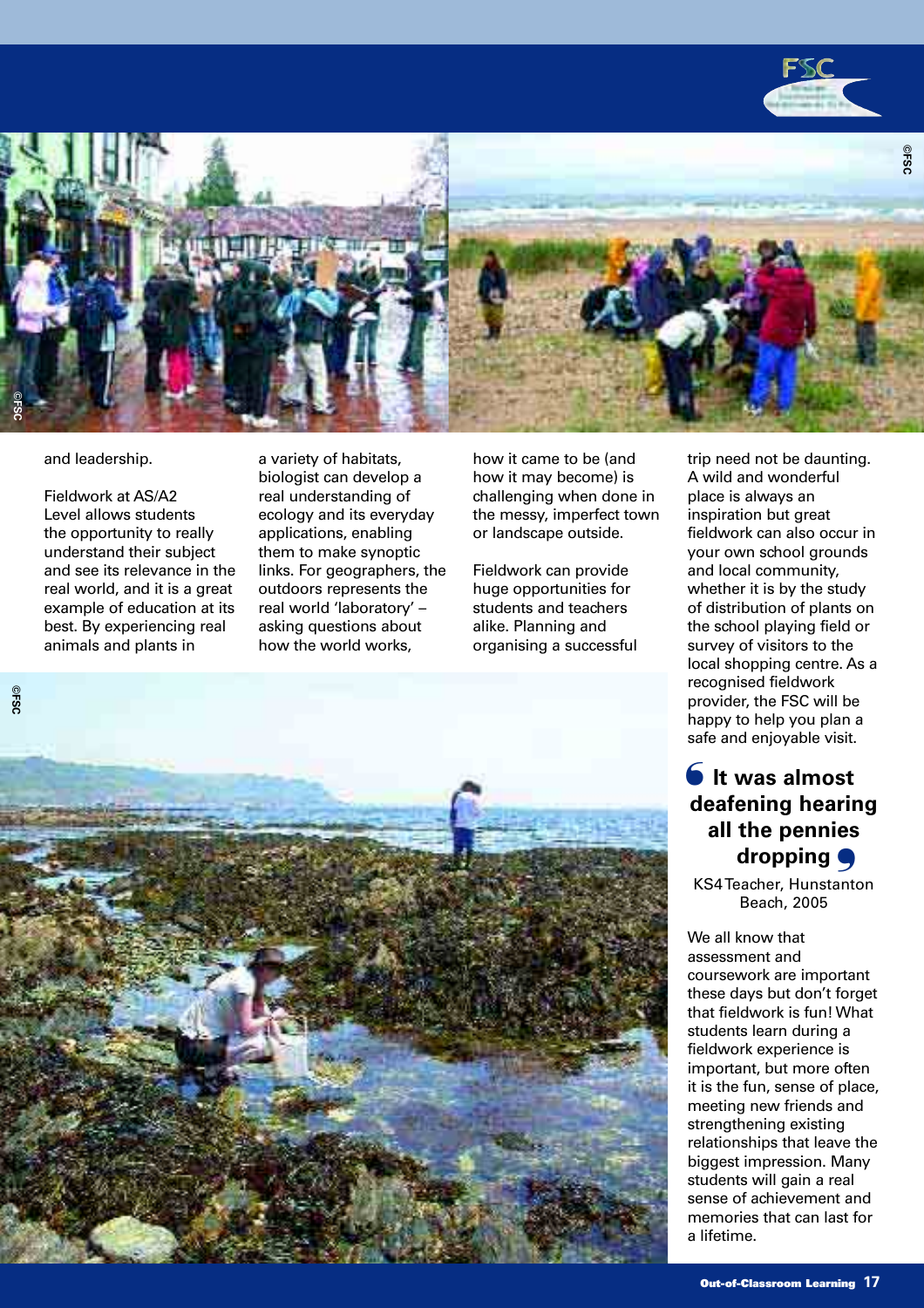and leadership.

Fieldwork at AS/A2 Level allows students the opportunity to really understand their subject and see its relevance in the real world, and it is a great example of education at its best. By experiencing real animals and plants in a variety of habitats, biologist can develop a real understanding of ecology and its everyday applications, enabling them to make synoptic links. For geographers, the outdoors represents the real world 'laboratory' – asking questions about how the world works, how it came to be (and how it may become) is challenging when done in the messy, imperfect town or landscape outside.

Fieldwork can provide huge opportunities for students and teachers alike. Planning and organising a successful trip need not be daunting. A wild and wonderful place is always an inspiration but great fieldwork can also occur in your own school grounds and local community, whether it is by the study of distribution of plants on the school playing field or survey of visitors to the local shopping centre. As a recognised fieldwork provider, the FSC will be happy to help you plan a safe and enjoyable visit.

> **It was almost deafening hearing all the pennies dropping**
>
> KS4 Teacher, Hunstanton Beach, 2005

We all know that assessment and coursework are important these days but don't forget that fieldwork is fun! What students learn during a fieldwork experience is important, but more often it is the fun, sense of place, meeting new friends and strengthening existing relationships that leave the biggest impression. Many students will gain a real sense of achievement and memories that can last for a lifetime.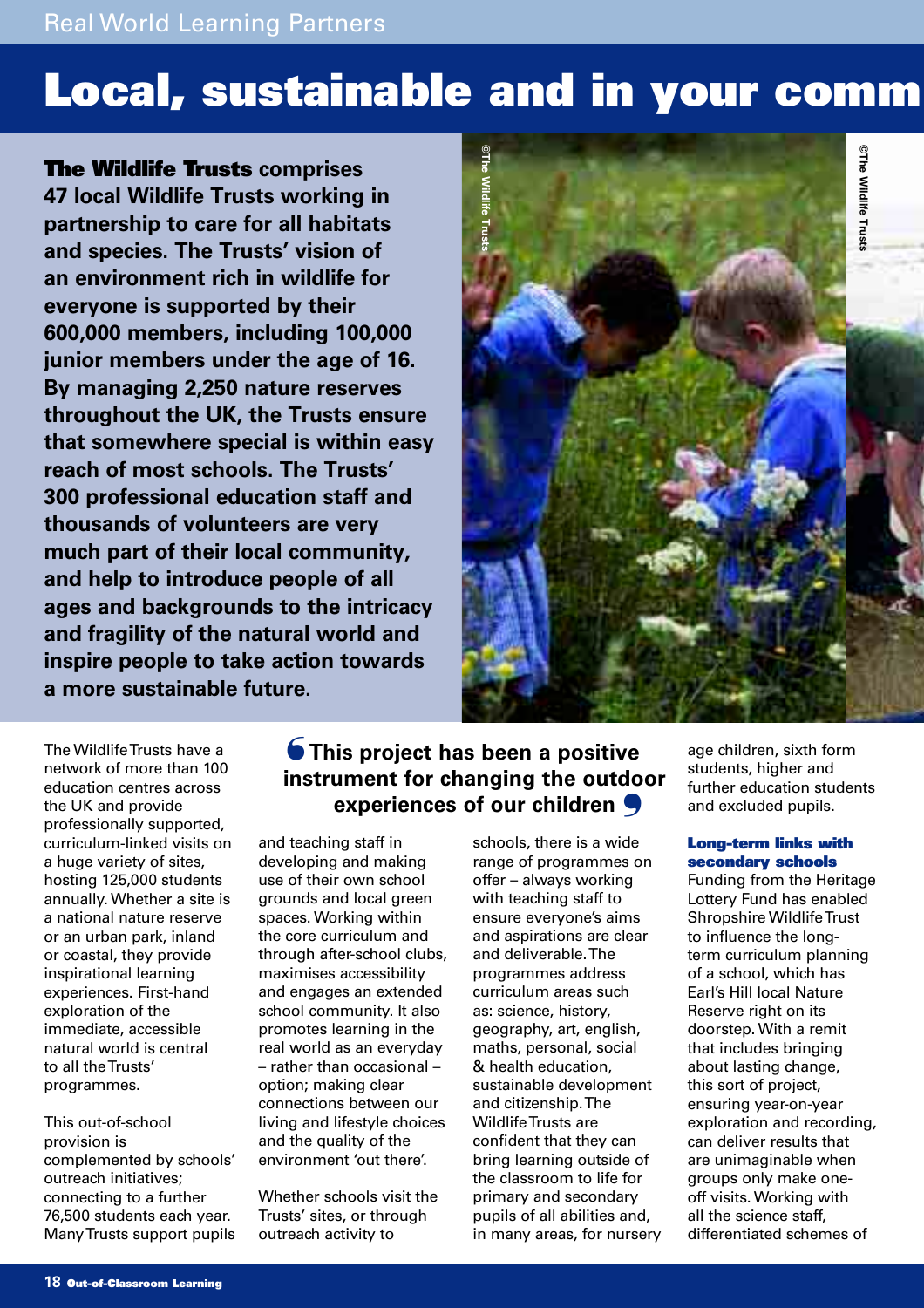Real World Learning Partners

# Local, sustainable and in your comm

**The Wildlife Trusts comprises 47 local Wildlife Trusts working in partnership to care for all habitats and species. The Trusts' vision of an environment rich in wildlife for everyone is supported by their 600,000 members, including 100,000 junior members under the age of 16. By managing 2,250 nature reserves throughout the UK, the Trusts ensure that somewhere special is within easy reach of most schools. The Trusts' 300 professional education staff and thousands of volunteers are very much part of their local community, and help to introduce people of all ages and backgrounds to the intricacy and fragility of the natural world and inspire people to take action towards a more sustainable future.**

©The Wildlife Trusts

©The Wildlife Trusts

The Wildlife Trusts have a network of more than 100 education centres across the UK and provide professionally supported, curriculum-linked visits on a huge variety of sites, hosting 125,000 students annually. Whether a site is a national nature reserve or an urban park, inland or coastal, they provide inspirational learning experiences. First-hand exploration of the immediate, accessible natural world is central to all the Trusts' programmes.

This out-of-school provision is complemented by schools' outreach initiatives; connecting to a further 76,500 students each year. Many Trusts support pupils and teaching staff in developing and making use of their own school grounds and local green spaces. Working within the core curriculum and through after-school clubs, maximises accessibility and engages an extended school community. It also promotes learning in the real world as an everyday – rather than occasional – option; making clear connections between our living and lifestyle choices and the quality of the environment 'out there'.

> **'This project has been a positive instrument for changing the outdoor experiences of our children'**

Whether schools visit the Trusts' sites, or through outreach activity to schools, there is a wide range of programmes on offer – always working with teaching staff to ensure everyone's aims and aspirations are clear and deliverable. The programmes address curriculum areas such as: science, history, geography, art, english, maths, personal, social & health education, sustainable development and citizenship. The Wildlife Trusts are confident that they can bring learning outside of the classroom to life for primary and secondary pupils of all abilities and, in many areas, for nursery age children, sixth form students, higher and further education students and excluded pupils.

### Long-term links with secondary schools

Funding from the Heritage Lottery Fund has enabled Shropshire Wildlife Trust to influence the long-term curriculum planning of a school, which has Earl's Hill local Nature Reserve right on its doorstep. With a remit that includes bringing about lasting change, this sort of project, ensuring year-on-year exploration and recording, can deliver results that are unimaginable when groups only make one-off visits. Working with all the science staff, differentiated schemes of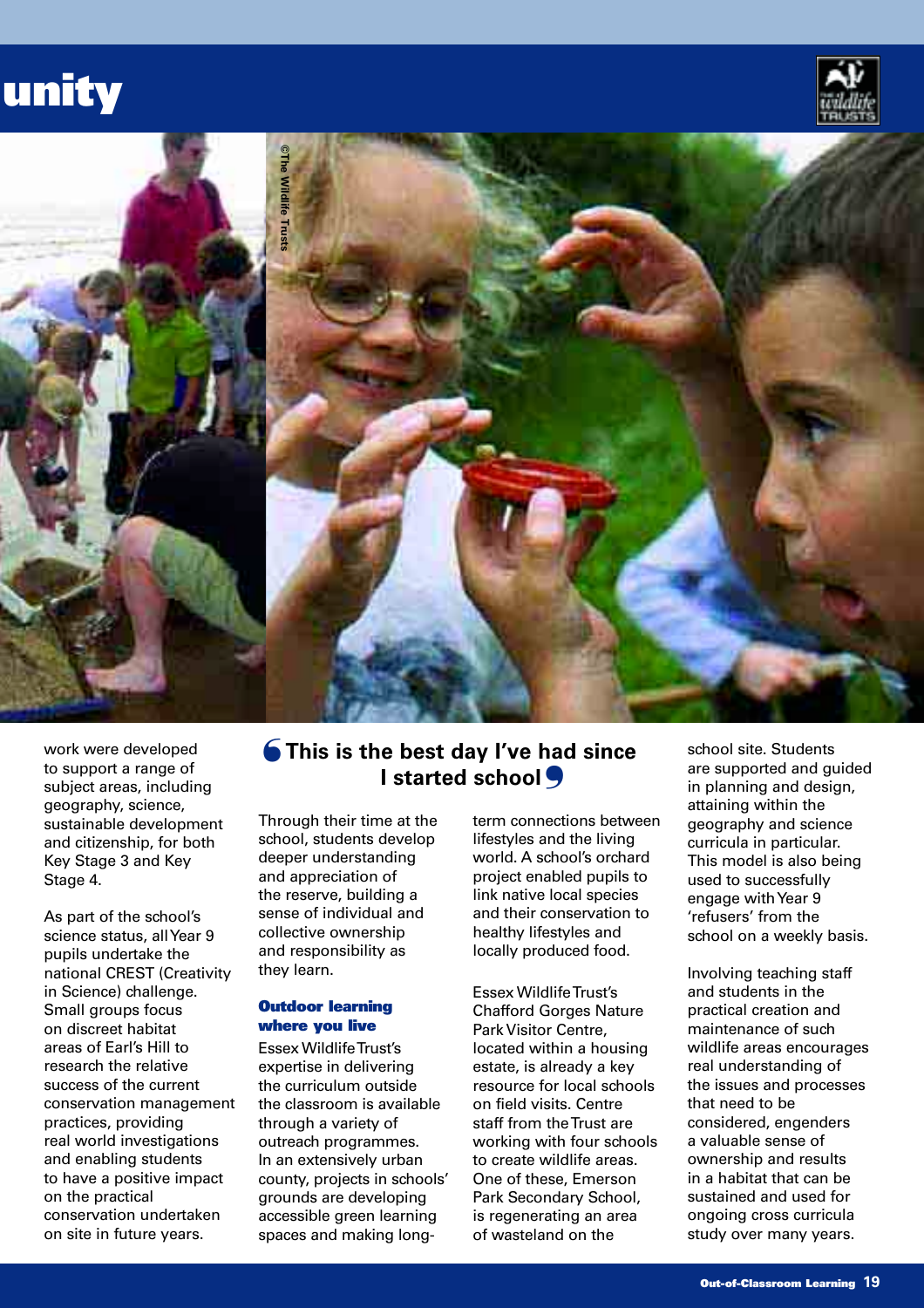# unity

©The Wildlife Trusts

work were developed to support a range of subject areas, including geography, science, sustainable development and citizenship, for both Key Stage 3 and Key Stage 4.

As part of the school's science status, all Year 9 pupils undertake the national CREST (Creativity in Science) challenge. Small groups focus on discreet habitat areas of Earl's Hill to research the relative success of the current conservation management practices, providing real world investigations and enabling students to have a positive impact on the practical conservation undertaken on site in future years.

> **'This is the best day I've had since I started school'**

Through their time at the school, students develop deeper understanding and appreciation of the reserve, building a sense of individual and collective ownership and responsibility as they learn.

### Outdoor learning where you live

Essex Wildlife Trust's expertise in delivering the curriculum outside the classroom is available through a variety of outreach programmes. In an extensively urban county, projects in schools' grounds are developing accessible green learning spaces and making long-term connections between lifestyles and the living world. A school's orchard project enabled pupils to link native local species and their conservation to healthy lifestyles and locally produced food.

Essex Wildlife Trust's Chafford Gorges Nature Park Visitor Centre, located within a housing estate, is already a key resource for local schools on field visits. Centre staff from the Trust are working with four schools to create wildlife areas. One of these, Emerson Park Secondary School, is regenerating an area of wasteland on the school site. Students are supported and guided in planning and design, attaining within the geography and science curricula in particular. This model is also being used to successfully engage with Year 9 'refusers' from the school on a weekly basis.

Involving teaching staff and students in the practical creation and maintenance of such wildlife areas encourages real understanding of the issues and processes that need to be considered, engenders a valuable sense of ownership and results in a habitat that can be sustained and used for ongoing cross curricula study over many years.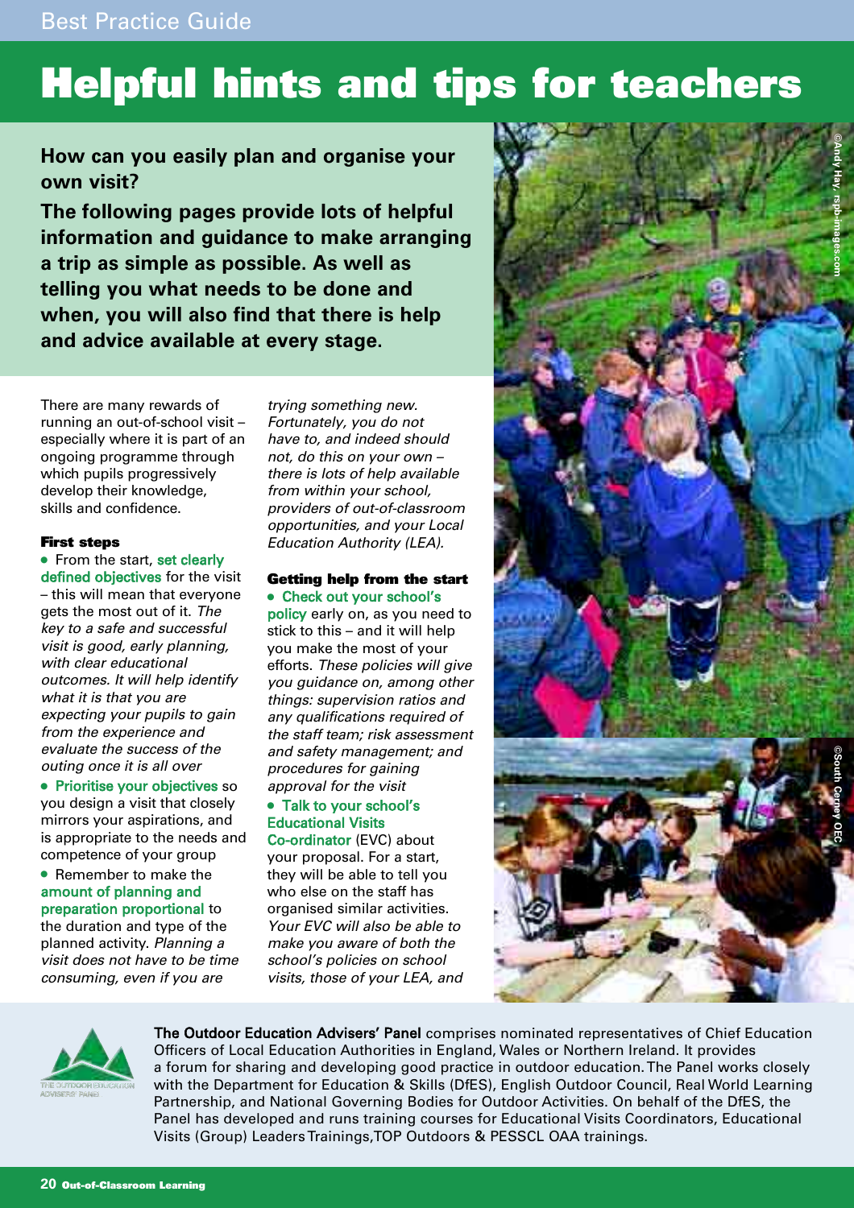# Helpful hints and tips for teachers

**How can you easily plan and organise your own visit?**

**The following pages provide lots of helpful information and guidance to make arranging a trip as simple as possible. As well as telling you what needs to be done and when, you will also find that there is help and advice available at every stage.**

There are many rewards of running an out-of-school visit – especially where it is part of an ongoing programme through which pupils progressively develop their knowledge, skills and confidence.

### First steps

- From the start, **set clearly defined objectives** for the visit – this will mean that everyone gets the most out of it. *The key to a safe and successful visit is good, early planning, with clear educational outcomes. It will help identify what it is that you are expecting your pupils to gain from the experience and evaluate the success of the outing once it is all over*
- **Prioritise your objectives** so you design a visit that closely mirrors your aspirations, and is appropriate to the needs and competence of your group
- Remember to make the **amount of planning and preparation proportional** to the duration and type of the planned activity. *Planning a visit does not have to be time consuming, even if you are trying something new. Fortunately, you do not have to, and indeed should not, do this on your own – there is lots of help available from within your school, providers of out-of-classroom opportunities, and your Local Education Authority (LEA).*

### Getting help from the start

- **Check out your school's policy** early on, as you need to stick to this – and it will help you make the most of your efforts. *These policies will give you guidance on, among other things: supervision ratios and any qualifications required of the staff team; risk assessment and safety management; and procedures for gaining approval for the visit*
- **Talk to your school's Educational Visits Co-ordinator** (EVC) about your proposal. For a start, they will be able to tell you who else on the staff has organised similar activities. *Your EVC will also be able to make you aware of both the school's policies on school visits, those of your LEA, and*

©Andy Hay, rspb-images.com

©South Cerney OEC

**The Outdoor Education Advisers' Panel** comprises nominated representatives of Chief Education Officers of Local Education Authorities in England, Wales or Northern Ireland. It provides a forum for sharing and developing good practice in outdoor education. The Panel works closely with the Department for Education & Skills (DfES), English Outdoor Council, Real World Learning Partnership, and National Governing Bodies for Outdoor Activities. On behalf of the DfES, the Panel has developed and runs training courses for Educational Visits Coordinators, Educational Visits (Group) Leaders Trainings, TOP Outdoors & PESSCL OAA trainings.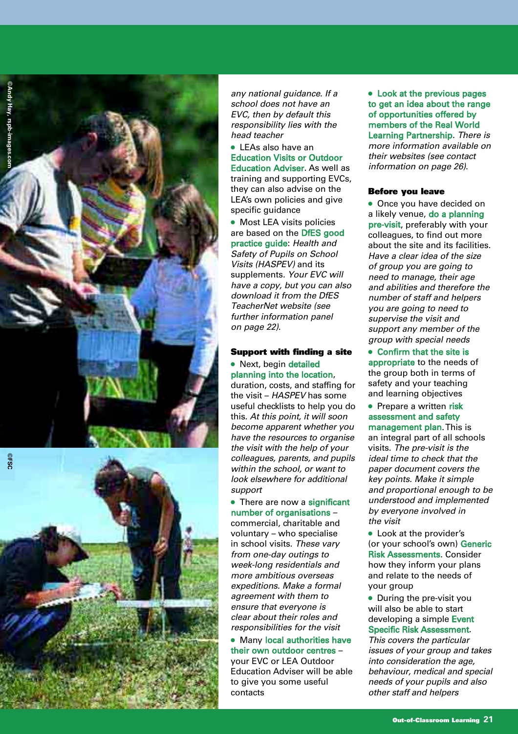*any national guidance. If a school does not have an EVC, then by default this responsibility lies with the head teacher*

- LEAs also have an **Education Visits or Outdoor Education Adviser**. As well as training and supporting EVCs, they can also advise on the LEA's own policies and give specific guidance
- Most LEA visits policies are based on the **DfES good practice guide**: *Health and Safety of Pupils on School Visits (HASPEV)* and its supplements. *Your EVC will have a copy, but you can also download it from the DfES TeacherNet website (see further information panel on page 22).*

### Support with finding a site

- Next, begin **detailed planning into the location**, duration, costs, and staffing for the visit – *HASPEV* has some useful checklists to help you do this. *At this point, it will soon become apparent whether you have the resources to organise the visit with the help of your colleagues, parents, and pupils within the school, or want to look elsewhere for additional support*
- There are now a **significant number of organisations** – commercial, charitable and voluntary – who specialise in school visits. *These vary from one-day outings to week-long residentials and more ambitious overseas expeditions. Make a formal agreement with them to ensure that everyone is clear about their roles and responsibilities for the visit*
- Many **local authorities have their own outdoor centres** – your EVC or LEA Outdoor Education Adviser will be able to give you some useful contacts
- **Look at the previous pages to get an idea about the range of opportunities offered by members of the Real World Learning Partnership**. *There is more information available on their websites (see contact information on page 26).*

### Before you leave

- Once you have decided on a likely venue, **do a planning pre-visit**, preferably with your colleagues, to find out more about the site and its facilities. *Have a clear idea of the size of group you are going to need to manage, their age and abilities and therefore the number of staff and helpers you are going to need to supervise the visit and support any member of the group with special needs*
- **Confirm that the site is appropriate** to the needs of the group both in terms of safety and your teaching and learning objectives
- Prepare a written **risk assessment and safety management plan**. This is an integral part of all schools visits. *The pre-visit is the ideal time to check that the paper document covers the key points. Make it simple and proportional enough to be understood and implemented by everyone involved in the visit*
- Look at the provider's (or your school's own) **Generic Risk Assessments**. Consider how they inform your plans and relate to the needs of your group
- During the pre-visit you will also be able to start developing a simple **Event Specific Risk Assessment**. *This covers the particular issues of your group and takes into consideration the age, behaviour, medical and special needs of your pupils and also other staff and helpers*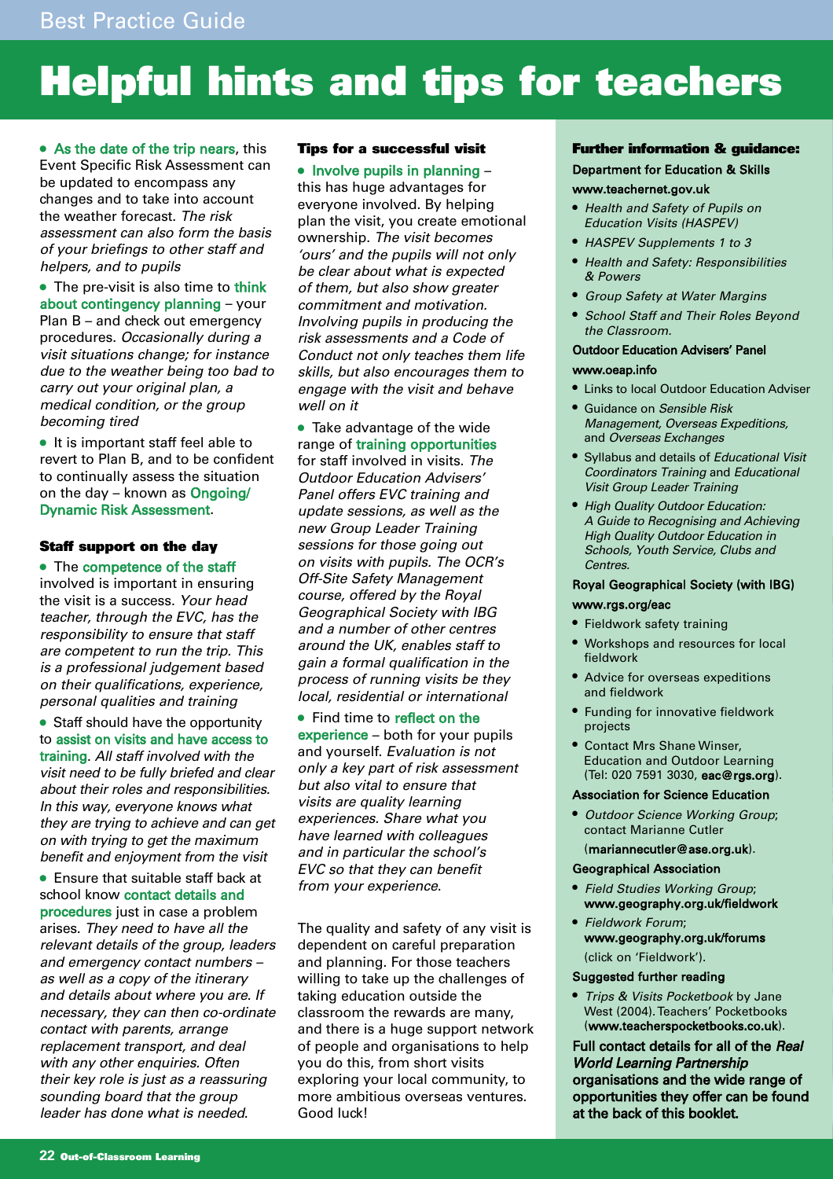# Helpful hints and tips for teachers

- As the date of the trip nears, this Event Specific Risk Assessment can be updated to encompass any changes and to take into account the weather forecast. *The risk assessment can also form the basis of your briefings to other staff and helpers, and to pupils*
- The pre-visit is also time to think about contingency planning – your Plan B – and check out emergency procedures. *Occasionally during a visit situations change; for instance due to the weather being too bad to carry out your original plan, a medical condition, or the group becoming tired*
- It is important staff feel able to revert to Plan B, and to be confident to continually assess the situation on the day – known as Ongoing/ Dynamic Risk Assessment.

### Staff support on the day

- The competence of the staff involved is important in ensuring the visit is a success. *Your head teacher, through the EVC, has the responsibility to ensure that staff are competent to run the trip. This is a professional judgement based on their qualifications, experience, personal qualities and training*
- Staff should have the opportunity to assist on visits and have access to training. *All staff involved with the visit need to be fully briefed and clear about their roles and responsibilities. In this way, everyone knows what they are trying to achieve and can get on with trying to get the maximum benefit and enjoyment from the visit*
- Ensure that suitable staff back at school know contact details and procedures just in case a problem arises. *They need to have all the relevant details of the group, leaders and emergency contact numbers – as well as a copy of the itinerary and details about where you are. If necessary, they can then co-ordinate contact with parents, arrange replacement transport, and deal with any other enquiries. Often their key role is just as a reassuring sounding board that the group leader has done what is needed.*

### Tips for a successful visit

- Involve pupils in planning – this has huge advantages for everyone involved. By helping plan the visit, you create emotional ownership. *The visit becomes 'ours' and the pupils will not only be clear about what is expected of them, but also show greater commitment and motivation. Involving pupils in producing the risk assessments and a Code of Conduct not only teaches them life skills, but also encourages them to engage with the visit and behave well on it*
- Take advantage of the wide range of training opportunities for staff involved in visits. *The Outdoor Education Advisers' Panel offers EVC training and update sessions, as well as the new Group Leader Training sessions for those going out on visits with pupils. The OCR's Off-Site Safety Management course, offered by the Royal Geographical Society with IBG and a number of other centres around the UK, enables staff to gain a formal qualification in the process of running visits be they local, residential or international*
- Find time to reflect on the experience – both for your pupils and yourself. *Evaluation is not only a key part of risk assessment but also vital to ensure that visits are quality learning experiences. Share what you have learned with colleagues and in particular the school's EVC so that they can benefit from your experience.*

The quality and safety of any visit is dependent on careful preparation and planning. For those teachers willing to take up the challenges of taking education outside the classroom the rewards are many, and there is a huge support network of people and organisations to help you do this, from short visits exploring your local community, to more ambitious overseas ventures. Good luck!

### Further information & guidance:

**Department for Education & Skills**
**www.teachernet.gov.uk**

- *Health and Safety of Pupils on Education Visits (HASPEV)*
- *HASPEV Supplements 1 to 3*
- *Health and Safety: Responsibilities & Powers*
- *Group Safety at Water Margins*
- *School Staff and Their Roles Beyond the Classroom.*

**Outdoor Education Advisers' Panel**
**www.oeap.info**

- Links to local Outdoor Education Adviser
- Guidance on *Sensible Risk Management, Overseas Expeditions,* and *Overseas Exchanges*
- Syllabus and details of *Educational Visit Coordinators Training* and *Educational Visit Group Leader Training*
- *High Quality Outdoor Education: A Guide to Recognising and Achieving High Quality Outdoor Education in Schools, Youth Service, Clubs and Centres.*

**Royal Geographical Society (with IBG)**
**www.rgs.org/eac**

- Fieldwork safety training
- Workshops and resources for local fieldwork
- Advice for overseas expeditions and fieldwork
- Funding for innovative fieldwork projects
- Contact Mrs Shane Winser, Education and Outdoor Learning (Tel: 020 7591 3030, **eac@rgs.org**).

**Association for Science Education**

- *Outdoor Science Working Group*; contact Marianne Cutler (**mariannecutler@ase.org.uk**).

**Geographical Association**

- *Field Studies Working Group*; **www.geography.org.uk/fieldwork**
- *Fieldwork Forum*; **www.geography.org.uk/forums** (click on 'Fieldwork').

**Suggested further reading**

- *Trips & Visits Pocketbook* by Jane West (2004). Teachers' Pocketbooks (**www.teacherspocketbooks.co.uk**).

**Full contact details for all of the *Real World Learning Partnership* organisations and the wide range of opportunities they offer can be found at the back of this booklet.**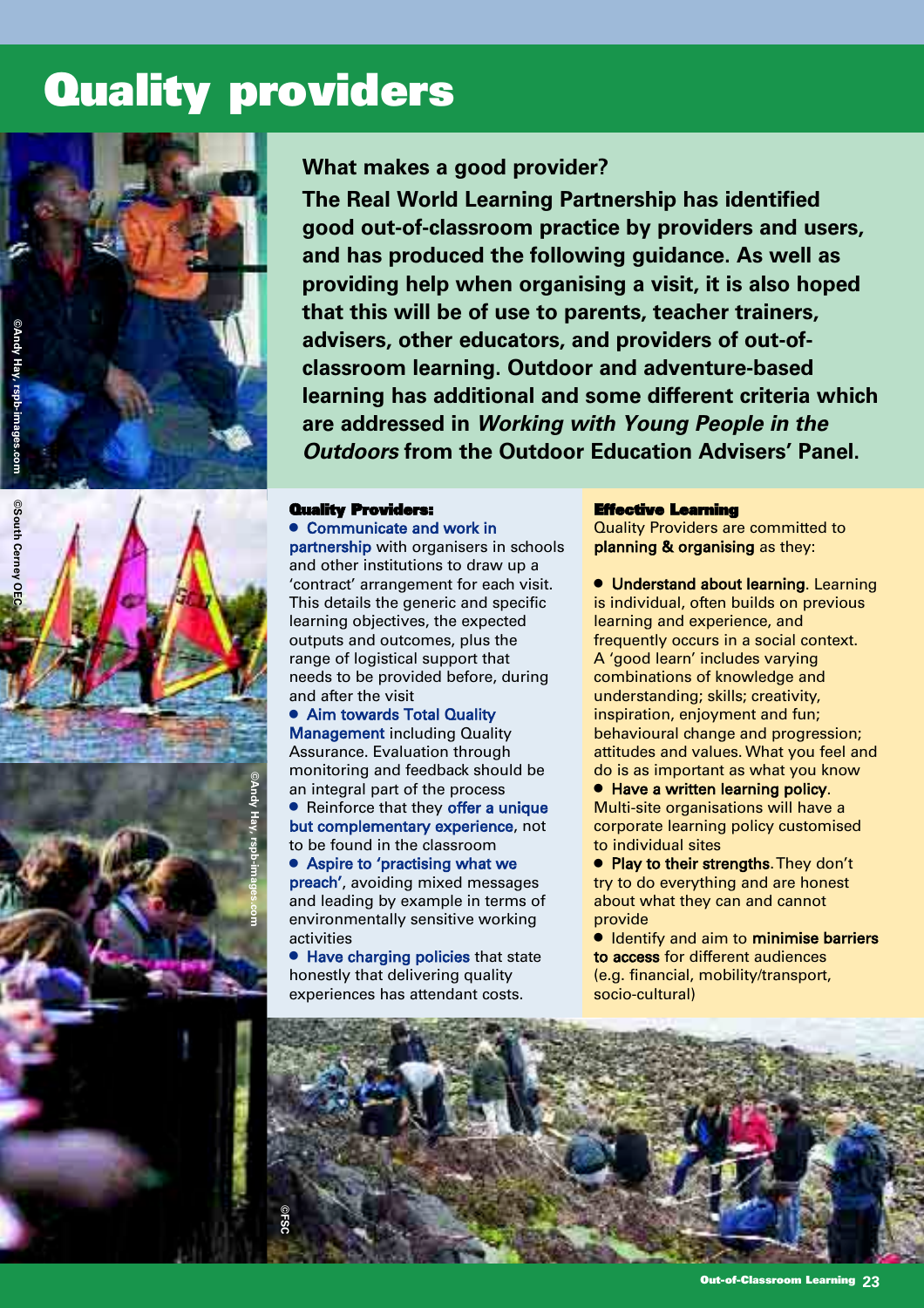# Quality providers

## What makes a good provider?

**The Real World Learning Partnership has identified good out-of-classroom practice by providers and users, and has produced the following guidance. As well as providing help when organising a visit, it is also hoped that this will be of use to parents, teacher trainers, advisers, other educators, and providers of out-of-classroom learning. Outdoor and adventure-based learning has additional and some different criteria which are addressed in *Working with Young People in the Outdoors* from the Outdoor Education Advisers' Panel.**

### Quality Providers:

- **Communicate and work in partnership** with organisers in schools and other institutions to draw up a 'contract' arrangement for each visit. This details the generic and specific learning objectives, the expected outputs and outcomes, plus the range of logistical support that needs to be provided before, during and after the visit
- **Aim towards Total Quality Management** including Quality Assurance. Evaluation through monitoring and feedback should be an integral part of the process
- Reinforce that they **offer a unique but complementary experience**, not to be found in the classroom
- **Aspire to 'practising what we preach'**, avoiding mixed messages and leading by example in terms of environmentally sensitive working activities
- **Have charging policies** that state honestly that delivering quality experiences has attendant costs.

### Effective Learning

Quality Providers are committed to **planning & organising** as they:

- **Understand about learning**. Learning is individual, often builds on previous learning and experience, and frequently occurs in a social context. A 'good learn' includes varying combinations of knowledge and understanding; skills; creativity, inspiration, enjoyment and fun; behavioural change and progression; attitudes and values. What you feel and do is as important as what you know
- **Have a written learning policy**. Multi-site organisations will have a corporate learning policy customised to individual sites
- **Play to their strengths**. They don't try to do everything and are honest about what they can and cannot provide
- Identify and aim to **minimise barriers to access** for different audiences (e.g. financial, mobility/transport, socio-cultural)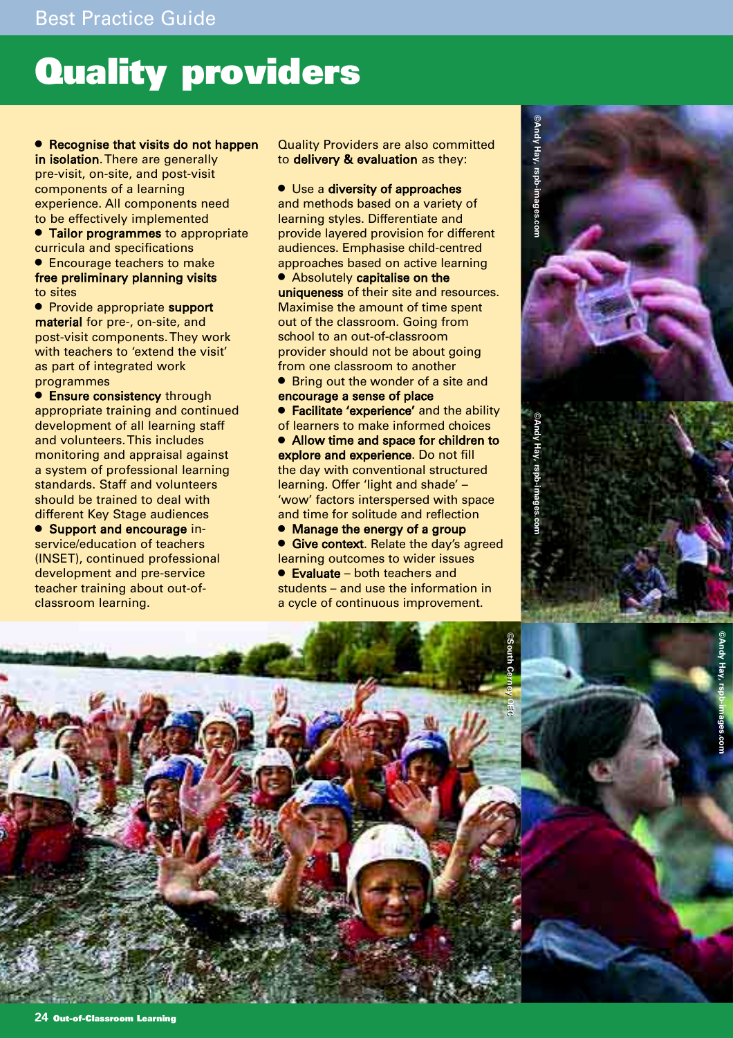# Quality providers

- **Recognise that visits do not happen in isolation**. There are generally pre-visit, on-site, and post-visit components of a learning experience. All components need to be effectively implemented
- **Tailor programmes** to appropriate curricula and specifications
- Encourage teachers to make **free preliminary planning visits** to sites
- Provide appropriate **support material** for pre-, on-site, and post-visit components. They work with teachers to 'extend the visit' as part of integrated work programmes
- **Ensure consistency** through appropriate training and continued development of all learning staff and volunteers. This includes monitoring and appraisal against a system of professional learning standards. Staff and volunteers should be trained to deal with different Key Stage audiences
- **Support and encourage** in-service/education of teachers (INSET), continued professional development and pre-service teacher training about out-of-classroom learning.

Quality Providers are also committed to **delivery & evaluation** as they:

- Use a **diversity of approaches** and methods based on a variety of learning styles. Differentiate and provide layered provision for different audiences. Emphasise child-centred approaches based on active learning
- Absolutely **capitalise on the uniqueness** of their site and resources. Maximise the amount of time spent out of the classroom. Going from school to an out-of-classroom provider should not be about going from one classroom to another
- Bring out the wonder of a site and **encourage a sense of place**
- **Facilitate 'experience'** and the ability of learners to make informed choices
- **Allow time and space for children to explore and experience**. Do not fill the day with conventional structured learning. Offer 'light and shade' – 'wow' factors interspersed with space and time for solitude and reflection
- **Manage the energy of a group**
- **Give context**. Relate the day's agreed learning outcomes to wider issues
- **Evaluate** – both teachers and students – and use the information in a cycle of continuous improvement.

©Andy Hay, rspb-images.com

©Andy Hay, rspb-images.com

©South Cerney OEC

©Andy Hay, rspb-images.com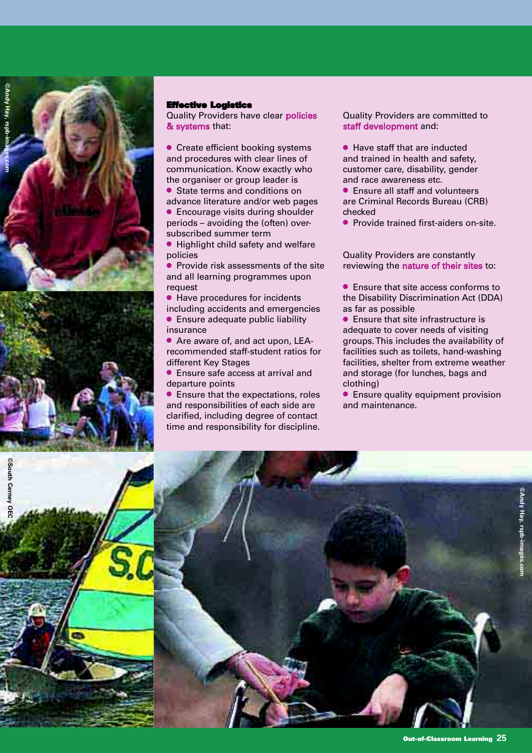### Effective Logistics

Quality Providers have clear **policies & systems** that:

- Create efficient booking systems and procedures with clear lines of communication. Know exactly who the organiser or group leader is
- State terms and conditions on advance literature and/or web pages
- Encourage visits during shoulder periods – avoiding the (often) over-subscribed summer term
- Highlight child safety and welfare policies
- Provide risk assessments of the site and all learning programmes upon request
- Have procedures for incidents including accidents and emergencies
- Ensure adequate public liability insurance
- Are aware of, and act upon, LEA-recommended staff-student ratios for different Key Stages
- Ensure safe access at arrival and departure points
- Ensure that the expectations, roles and responsibilities of each side are clarified, including degree of contact time and responsibility for discipline.

Quality Providers are committed to **staff development** and:

- Have staff that are inducted and trained in health and safety, customer care, disability, gender and race awareness etc.
- Ensure all staff and volunteers are Criminal Records Bureau (CRB) checked
- Provide trained first-aiders on-site.

Quality Providers are constantly reviewing the **nature of their sites** to:

- Ensure that site access conforms to the Disability Discrimination Act (DDA) as far as possible
- Ensure that site infrastructure is adequate to cover needs of visiting groups. This includes the availability of facilities such as toilets, hand-washing facilities, shelter from extreme weather and storage (for lunches, bags and clothing)
- Ensure quality equipment provision and maintenance.

©Andy Hay, rspb-images.com

©South Cerney OEC

©Andy Hay, rspb-images.com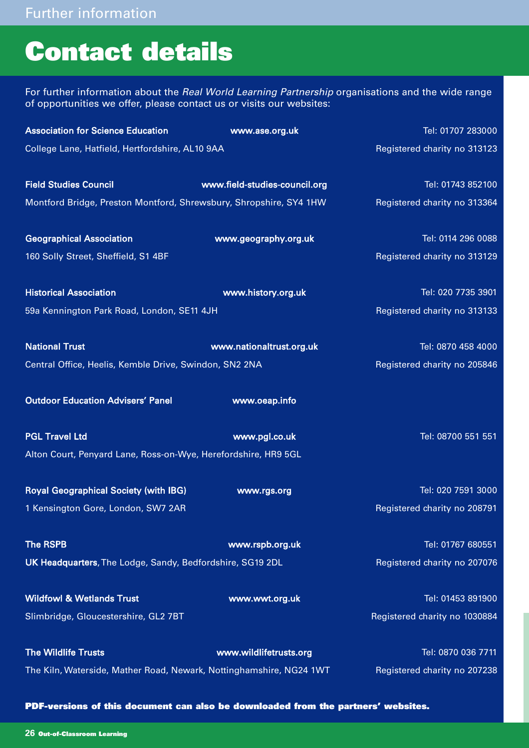Further information

# Contact details

For further information about the *Real World Learning Partnership* organisations and the wide range of opportunities we offer, please contact us or visits our websites:

**Association for Science Education** **www.ase.org.uk** Tel: 01707 283000
College Lane, Hatfield, Hertfordshire, AL10 9AA Registered charity no 313123

**Field Studies Council** **www.field-studies-council.org** Tel: 01743 852100
Montford Bridge, Preston Montford, Shrewsbury, Shropshire, SY4 1HW Registered charity no 313364

**Geographical Association** **www.geography.org.uk** Tel: 0114 296 0088
160 Solly Street, Sheffield, S1 4BF Registered charity no 313129

**Historical Association** **www.history.org.uk** Tel: 020 7735 3901
59a Kennington Park Road, London, SE11 4JH Registered charity no 313133

**National Trust** **www.nationaltrust.org.uk** Tel: 0870 458 4000
Central Office, Heelis, Kemble Drive, Swindon, SN2 2NA Registered charity no 205846

**Outdoor Education Advisers' Panel** **www.oeap.info**

**PGL Travel Ltd** **www.pgl.co.uk** Tel: 08700 551 551
Alton Court, Penyard Lane, Ross-on-Wye, Herefordshire, HR9 5GL

**Royal Geographical Society (with IBG)** **www.rgs.org** Tel: 020 7591 3000
1 Kensington Gore, London, SW7 2AR Registered charity no 208791

**The RSPB** **www.rspb.org.uk** Tel: 01767 680551
**UK Headquarters**, The Lodge, Sandy, Bedfordshire, SG19 2DL Registered charity no 207076

**Wildfowl & Wetlands Trust** **www.wwt.org.uk** Tel: 01453 891900
Slimbridge, Gloucestershire, GL2 7BT Registered charity no 1030884

**The Wildlife Trusts** **www.wildlifetrusts.org** Tel: 0870 036 7711
The Kiln, Waterside, Mather Road, Newark, Nottinghamshire, NG24 1WT Registered charity no 207238

**PDF-versions of this document can also be downloaded from the partners' websites.**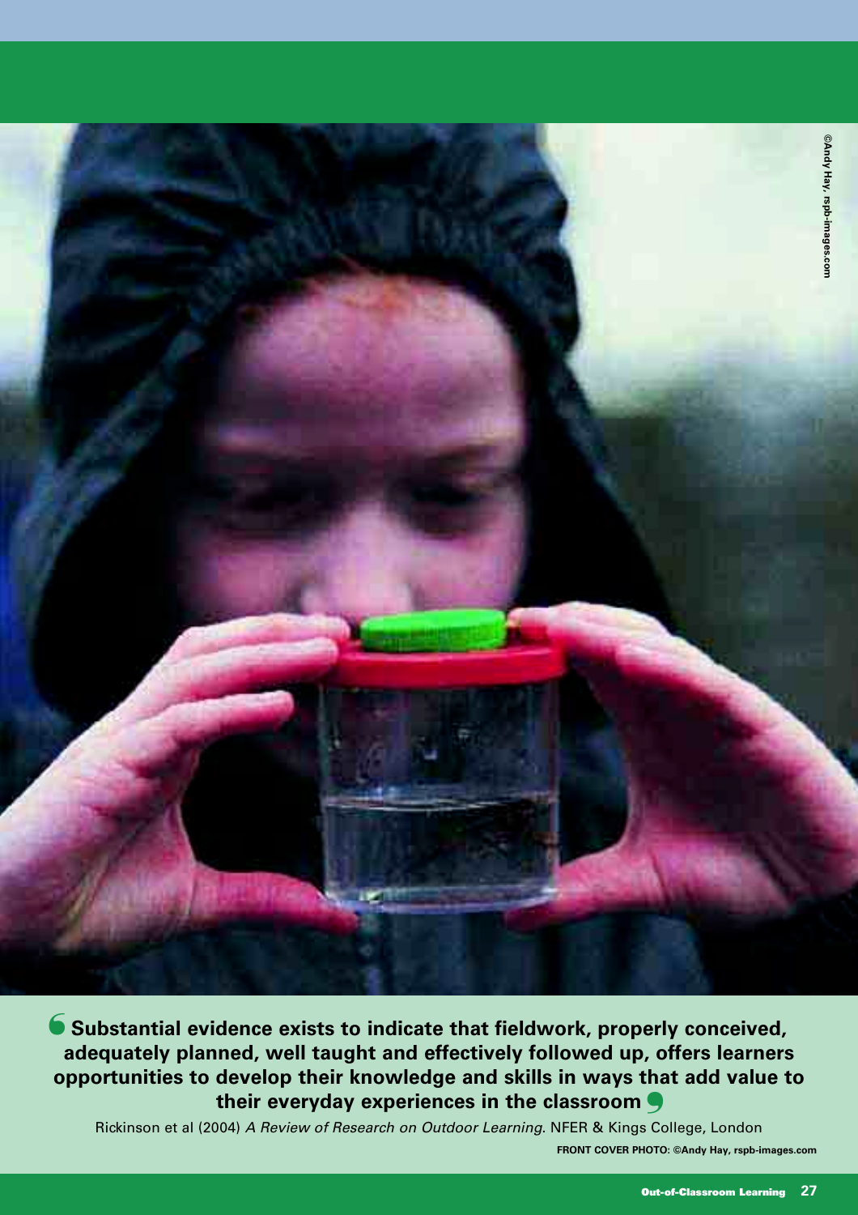©Andy Hay, rspb-images.com

**"Substantial evidence exists to indicate that fieldwork, properly conceived, adequately planned, well taught and effectively followed up, offers learners opportunities to develop their knowledge and skills in ways that add value to their everyday experiences in the classroom"**

Rickinson et al (2004) *A Review of Research on Outdoor Learning*. NFER & Kings College, London

**FRONT COVER PHOTO: ©Andy Hay, rspb-images.com**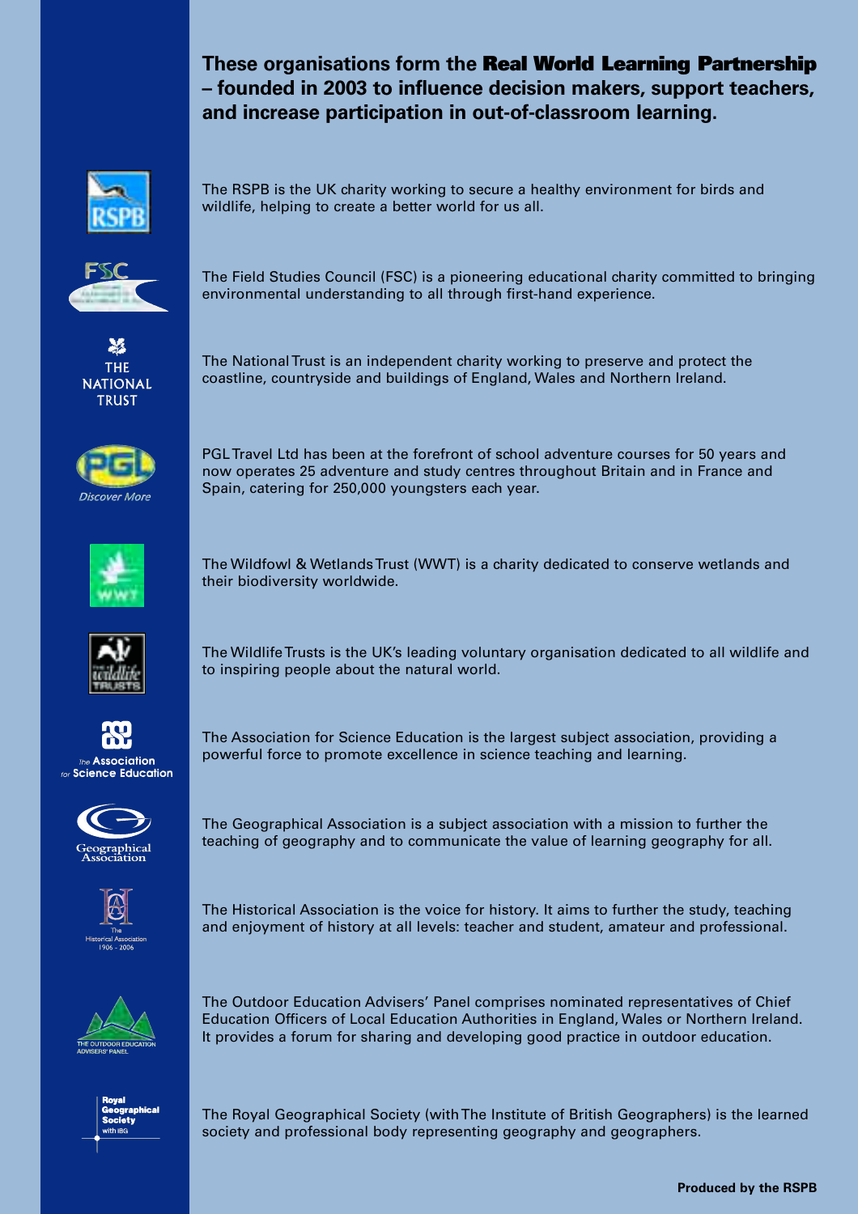**These organisations form the Real World Learning Partnership – founded in 2003 to influence decision makers, support teachers, and increase participation in out-of-classroom learning.**

The RSPB is the UK charity working to secure a healthy environment for birds and wildlife, helping to create a better world for us all.

The Field Studies Council (FSC) is a pioneering educational charity committed to bringing environmental understanding to all through first-hand experience.

The National Trust is an independent charity working to preserve and protect the coastline, countryside and buildings of England, Wales and Northern Ireland.

PGL Travel Ltd has been at the forefront of school adventure courses for 50 years and now operates 25 adventure and study centres throughout Britain and in France and Spain, catering for 250,000 youngsters each year.

The Wildfowl & Wetlands Trust (WWT) is a charity dedicated to conserve wetlands and their biodiversity worldwide.

The Wildlife Trusts is the UK's leading voluntary organisation dedicated to all wildlife and to inspiring people about the natural world.

The Association for Science Education is the largest subject association, providing a powerful force to promote excellence in science teaching and learning.

The Geographical Association is a subject association with a mission to further the teaching of geography and to communicate the value of learning geography for all.

The Historical Association is the voice for history. It aims to further the study, teaching and enjoyment of history at all levels: teacher and student, amateur and professional.

The Outdoor Education Advisers' Panel comprises nominated representatives of Chief Education Officers of Local Education Authorities in England, Wales or Northern Ireland. It provides a forum for sharing and developing good practice in outdoor education.

The Royal Geographical Society (with The Institute of British Geographers) is the learned society and professional body representing geography and geographers.

**Produced by the RSPB**